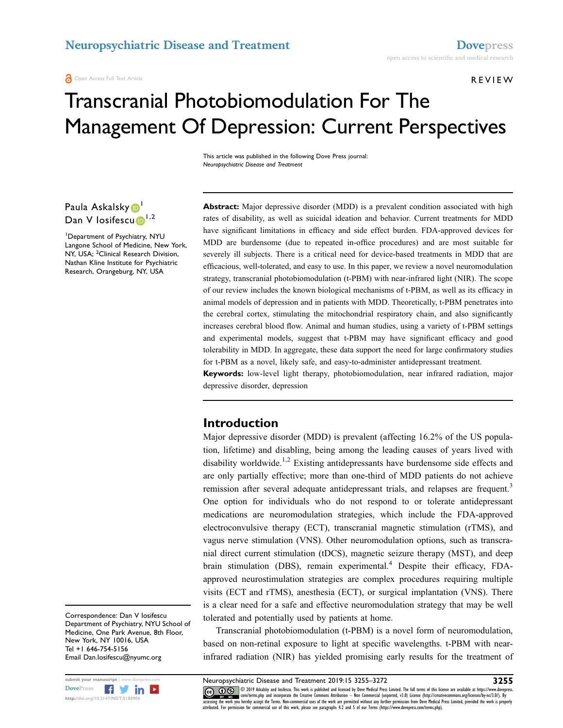REVIEW

# Transcranial Photobiomodulation For The Management Of Depression: Current Perspectives

This article was published in the following Dove Press journal:
*Neuropsychiatric Disease and Treatment*

Paula Askalsky[1]
Dan V Iosifescu[1,2]

[1]Department of Psychiatry, NYU Langone School of Medicine, New York, NY, USA; [2]Clinical Research Division, Nathan Kline Institute for Psychiatric Research, Orangeburg, NY, USA

**Abstract:** Major depressive disorder (MDD) is a prevalent condition associated with high rates of disability, as well as suicidal ideation and behavior. Current treatments for MDD have significant limitations in efficacy and side effect burden. FDA-approved devices for MDD are burdensome (due to repeated in-office procedures) and are most suitable for severely ill subjects. There is a critical need for device-based treatments in MDD that are efficacious, well-tolerated, and easy to use. In this paper, we review a novel neuromodulation strategy, transcranial photobiomodulation (t-PBM) with near-infrared light (NIR). The scope of our review includes the known biological mechanisms of t-PBM, as well as its efficacy in animal models of depression and in patients with MDD. Theoretically, t-PBM penetrates into the cerebral cortex, stimulating the mitochondrial respiratory chain, and also significantly increases cerebral blood flow. Animal and human studies, using a variety of t-PBM settings and experimental models, suggest that t-PBM may have significant efficacy and good tolerability in MDD. In aggregate, these data support the need for large confirmatory studies for t-PBM as a novel, likely safe, and easy-to-administer antidepressant treatment.

**Keywords:** low-level light therapy, photobiomodulation, near infrared radiation, major depressive disorder, depression

## Introduction

Major depressive disorder (MDD) is prevalent (affecting 16.2% of the US population, lifetime) and disabling, being among the leading causes of years lived with disability worldwide.[1,2] Existing antidepressants have burdensome side effects and are only partially effective; more than one-third of MDD patients do not achieve remission after several adequate antidepressant trials, and relapses are frequent.[3] One option for individuals who do not respond to or tolerate antidepressant medications are neuromodulation strategies, which include the FDA-approved electroconvulsive therapy (ECT), transcranial magnetic stimulation (rTMS), and vagus nerve stimulation (VNS). Other neuromodulation options, such as transcranial direct current stimulation (tDCS), magnetic seizure therapy (MST), and deep brain stimulation (DBS), remain experimental.[4] Despite their efficacy, FDA-approved neurostimulation strategies are complex procedures requiring multiple visits (ECT and rTMS), anesthesia (ECT), or surgical implantation (VNS). There is a clear need for a safe and effective neuromodulation strategy that may be well tolerated and potentially used by patients at home.

Transcranial photobiomodulation (t-PBM) is a novel form of neuromodulation, based on non-retinal exposure to light at specific wavelengths. t-PBM with near-infrared radiation (NIR) has yielded promising early results for the treatment of

Correspondence: Dan V Iosifescu
Department of Psychiatry, NYU School of Medicine, One Park Avenue, 8th Floor, New York, NY 10016, USA
Tel +1 646-754-5156
Email Dan.Iosifescu@nyumc.org

© 2019 Askalsky and Iosifescu. This work is published and licensed by Dove Medical Press Limited. The full terms of this license are available at https://www.dovepress.com/terms.php and incorporate the Creative Commons Attribution – Non Commercial (unported, v3.0) License (http://creativecommons.org/licenses/by-nc/3.0/). By accessing the work you hereby accept the Terms. Non-commercial uses of the work are permitted without any further permission from Dove Medical Press Limited, provided the work is properly attributed. For permission for commercial use of this work, please see paragraphs 4.2 and 5 of our Terms (https://www.dovepress.com/terms.php).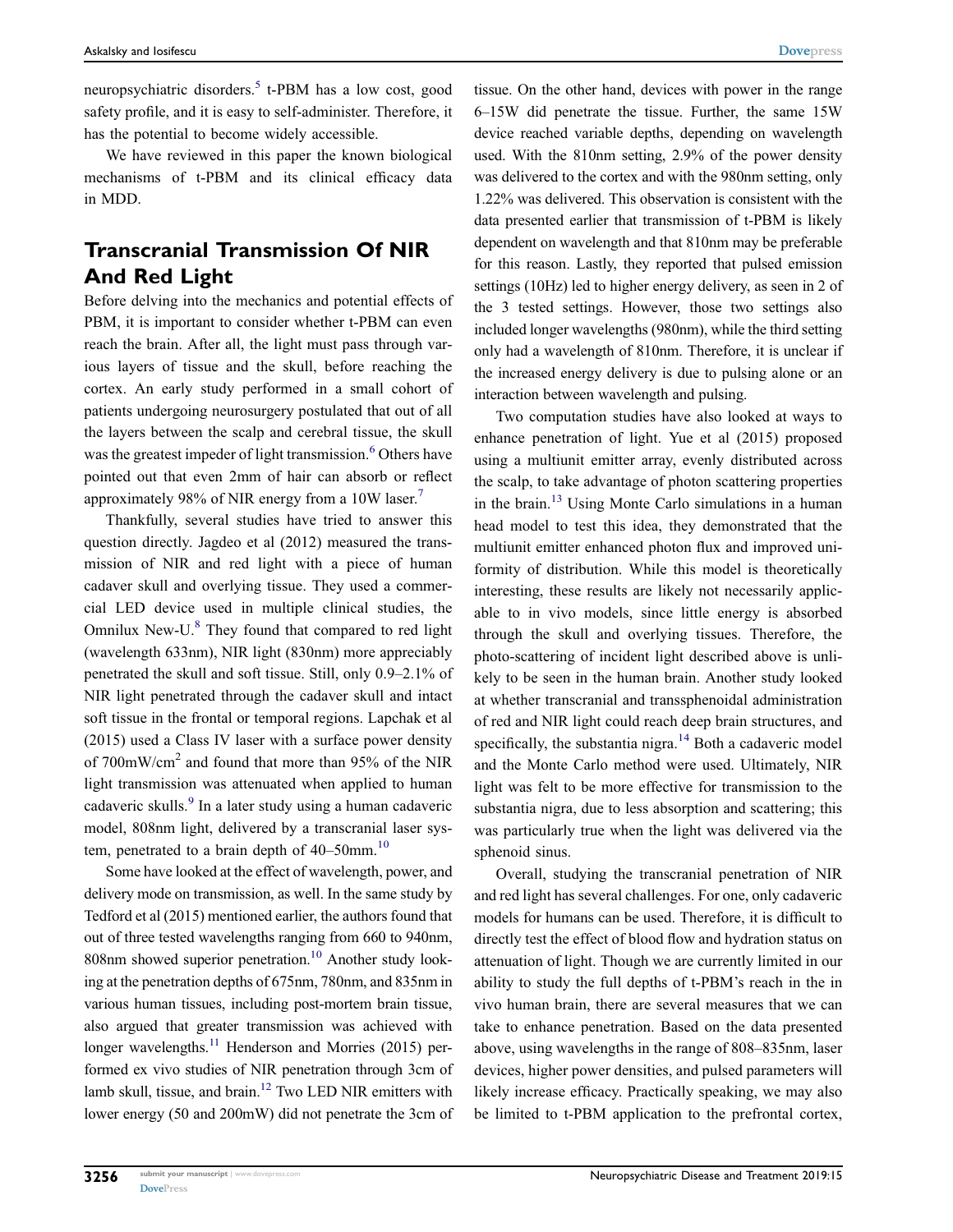neuropsychiatric disorders.[5] t-PBM has a low cost, good safety profile, and it is easy to self-administer. Therefore, it has the potential to become widely accessible.

We have reviewed in this paper the known biological mechanisms of t-PBM and its clinical efficacy data in MDD.

## Transcranial Transmission Of NIR And Red Light

Before delving into the mechanics and potential effects of PBM, it is important to consider whether t-PBM can even reach the brain. After all, the light must pass through various layers of tissue and the skull, before reaching the cortex. An early study performed in a small cohort of patients undergoing neurosurgery postulated that out of all the layers between the scalp and cerebral tissue, the skull was the greatest impeder of light transmission.[6] Others have pointed out that even 2mm of hair can absorb or reflect approximately 98% of NIR energy from a 10W laser.[7]

Thankfully, several studies have tried to answer this question directly. Jagdeo et al (2012) measured the transmission of NIR and red light with a piece of human cadaver skull and overlying tissue. They used a commercial LED device used in multiple clinical studies, the Omnilux New-U.[8] They found that compared to red light (wavelength 633nm), NIR light (830nm) more appreciably penetrated the skull and soft tissue. Still, only 0.9–2.1% of NIR light penetrated through the cadaver skull and intact soft tissue in the frontal or temporal regions. Lapchak et al (2015) used a Class IV laser with a surface power density of 700mW/cm$^2$ and found that more than 95% of the NIR light transmission was attenuated when applied to human cadaveric skulls.[9] In a later study using a human cadaver model, 808nm light, delivered by a transcranial laser system, penetrated to a brain depth of 40–50mm.[10]

Some have looked at the effect of wavelength, power, and delivery mode on transmission, as well. In the same study by Tedford et al (2015) mentioned earlier, the authors found that out of three tested wavelengths ranging from 660 to 940nm, 808nm showed superior penetration.[10] Another study looking at the penetration depths of 675nm, 780nm, and 835nm in various human tissues, including post-mortem brain tissue, also argued that greater transmission was achieved with longer wavelengths.[11] Henderson and Morries (2015) performed ex vivo studies of NIR penetration through 3cm of lamb skull, tissue, and brain.[12] Two LED NIR emitters with lower energy (50 and 200mW) did not penetrate the 3cm of tissue. On the other hand, devices with power in the range 6–15W did penetrate the tissue. Further, the same 15W device reached variable depths, depending on wavelength used. With the 810nm setting, 2.9% of the power density was delivered to the cortex and with the 980nm setting, only 1.22% was delivered. This observation is consistent with the data presented earlier that transmission of t-PBM is likely dependent on wavelength and that 810nm may be preferable for this reason. Lastly, they reported that pulsed emission settings (10Hz) led to higher energy delivery, as seen in 2 of the 3 tested settings. However, those two settings also included longer wavelengths (980nm), while the third setting only had a wavelength of 810nm. Therefore, it is unclear if the increased energy delivery is due to pulsing alone or an interaction between wavelength and pulsing.

Two computation studies have also looked at ways to enhance penetration of light. Yue et al (2015) proposed using a multiunit emitter array, evenly distributed across the scalp, to take advantage of photon scattering properties in the brain.[13] Using Monte Carlo simulations in a human head model to test this idea, they demonstrated that the multiunit emitter enhanced photon flux and improved uniformity of distribution. While this model is theoretically interesting, these results are likely not necessarily applicable to in vivo models, since little energy is absorbed through the skull and overlying tissues. Therefore, the photo-scattering of incident light described above is unlikely to be seen in the human brain. Another study looked at whether transcranial and transsphenoidal administration of red and NIR light could reach deep brain structures, and specifically, the substantia nigra.[14] Both a cadaveric model and the Monte Carlo method were used. Ultimately, NIR light was felt to be more effective for transmission to the substantia nigra, due to less absorption and scattering; this was particularly true when the light was delivered via the sphenoid sinus.

Overall, studying the transcranial penetration of NIR and red light has several challenges. For one, only cadaveric models for humans can be used. Therefore, it is difficult to directly test the effect of blood flow and hydration status on attenuation of light. Though we are currently limited in our ability to study the full depths of t-PBM's reach in the in vivo human brain, there are several measures that we can take to enhance penetration. Based on the data presented above, using wavelengths in the range of 808–835nm, laser devices, higher power densities, and pulsed parameters will likely increase efficacy. Practically speaking, we may also be limited to t-PBM application to the prefrontal cortex,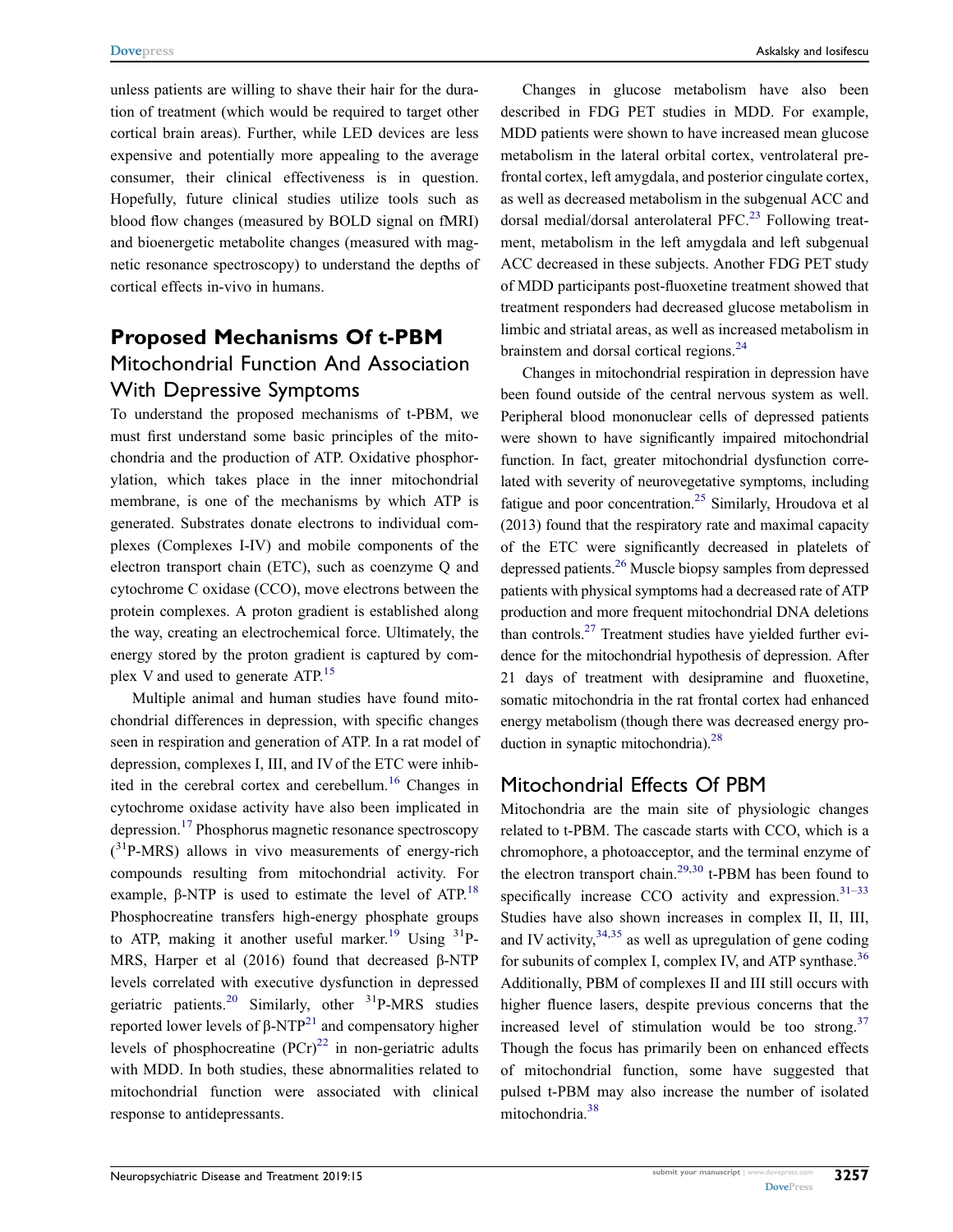unless patients are willing to shave their hair for the duration of treatment (which would be required to target other cortical brain areas). Further, while LED devices are less expensive and potentially more appealing to the average consumer, their clinical effectiveness is in question. Hopefully, future clinical studies utilize tools such as blood flow changes (measured by BOLD signal on fMRI) and bioenergetic metabolite changes (measured with magnetic resonance spectroscopy) to understand the depths of cortical effects in-vivo in humans.

## Proposed Mechanisms Of t-PBM

### Mitochondrial Function And Association With Depressive Symptoms

To understand the proposed mechanisms of t-PBM, we must first understand some basic principles of the mitochondria and the production of ATP. Oxidative phosphorylation, which takes place in the inner mitochondrial membrane, is one of the mechanisms by which ATP is generated. Substrates donate electrons to individual complexes (Complexes I-IV) and mobile components of the electron transport chain (ETC), such as coenzyme Q and cytochrome C oxidase (CCO), move electrons between the protein complexes. A proton gradient is established along the way, creating an electrochemical force. Ultimately, the energy stored by the proton gradient is captured by complex V and used to generate ATP.[15]

Multiple animal and human studies have found mitochondrial differences in depression, with specific changes seen in respiration and generation of ATP. In a rat model of depression, complexes I, III, and IV of the ETC were inhibited in the cerebral cortex and cerebellum.[16] Changes in cytochrome oxidase activity have also been implicated in depression.[17] Phosphorus magnetic resonance spectroscopy ($^{31}$P-MRS) allows in vivo measurements of energy-rich compounds resulting from mitochondrial activity. For example, β-NTP is used to estimate the level of ATP.[18] Phosphocreatine transfers high-energy phosphate groups to ATP, making it another useful marker.[19] Using $^{31}$P-MRS, Harper et al (2016) found that decreased β-NTP levels correlated with executive dysfunction in depressed geriatric patients.[20] Similarly, other $^{31}$P-MRS studies reported lower levels of β-NTP[21] and compensatory higher levels of phosphocreatine (PCr)[22] in non-geriatric adults with MDD. In both studies, these abnormalities related to mitochondrial function were associated with clinical response to antidepressants.

Changes in glucose metabolism have also been described in FDG PET studies in MDD. For example, MDD patients were shown to have increased mean glucose metabolism in the lateral orbital cortex, ventrolateral prefrontal cortex, left amygdala, and posterior cingulate cortex, as well as decreased metabolism in the subgenual ACC and dorsal medial/dorsal anterolateral PFC.[23] Following treatment, metabolism in the left amygdala and left subgenual ACC decreased in these subjects. Another FDG PET study of MDD participants post-fluoxetine treatment showed that treatment responders had decreased glucose metabolism in limbic and striatal areas, as well as increased metabolism in brainstem and dorsal cortical regions.[24]

Changes in mitochondrial respiration in depression have been found outside of the central nervous system as well. Peripheral blood mononuclear cells of depressed patients were shown to have significantly impaired mitochondrial function. In fact, greater mitochondrial dysfunction correlated with severity of neurovegetative symptoms, including fatigue and poor concentration.[25] Similarly, Hroudova et al (2013) found that the respiratory rate and maximal capacity of the ETC were significantly decreased in platelets of depressed patients.[26] Muscle biopsy samples from depressed patients with physical symptoms had a decreased rate of ATP production and more frequent mitochondrial DNA deletions than controls.[27] Treatment studies have yielded further evidence for the mitochondrial hypothesis of depression. After 21 days of treatment with desipramine and fluoxetine, somatic mitochondria in the rat frontal cortex had enhanced energy metabolism (though there was decreased energy production in synaptic mitochondria).[28]

### Mitochondrial Effects Of PBM

Mitochondria are the main site of physiologic changes related to t-PBM. The cascade starts with CCO, which is a chromophore, a photoacceptor, and the terminal enzyme of the electron transport chain.[29,30] t-PBM has been found to specifically increase CCO activity and expression.[31–33] Studies have also shown increases in complex II, II, III, and IV activity,[34,35] as well as upregulation of gene coding for subunits of complex I, complex IV, and ATP synthase.[36] Additionally, PBM of complexes II and III still occurs with higher fluence lasers, despite previous concerns that the increased level of stimulation would be too strong.[37] Though the focus has primarily been on enhanced effects of mitochondrial function, some have suggested that pulsed t-PBM may also increase the number of isolated mitochondria.[38]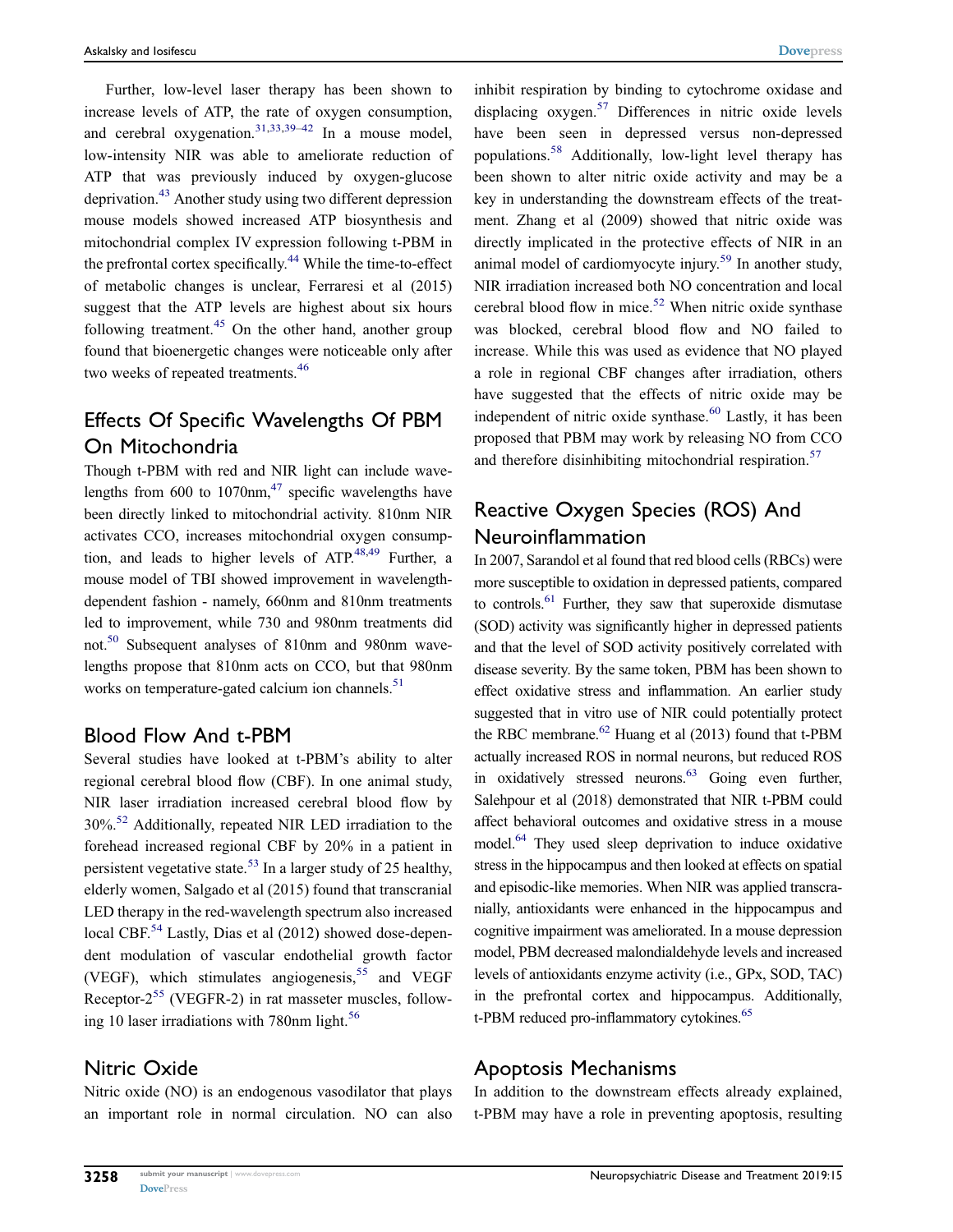Further, low-level laser therapy has been shown to increase levels of ATP, the rate of oxygen consumption, and cerebral oxygenation.[31,33,39–42] In a mouse model, low-intensity NIR was able to ameliorate reduction of ATP that was previously induced by oxygen-glucose deprivation.[43] Another study using two different depression mouse models showed increased ATP biosynthesis and mitochondrial complex IV expression following t-PBM in the prefrontal cortex specifically.[44] While the time-to-effect of metabolic changes is unclear, Ferraresi et al (2015) suggest that the ATP levels are highest about six hours following treatment.[45] On the other hand, another group found that bioenergetic changes were noticeable only after two weeks of repeated treatments.[46]

## Effects Of Specific Wavelengths Of PBM On Mitochondria

Though t-PBM with red and NIR light can include wavelengths from 600 to 1070nm,[47] specific wavelengths have been directly linked to mitochondrial activity. 810nm NIR activates CCO, increases mitochondrial oxygen consumption, and leads to higher levels of ATP.[48,49] Further, a mouse model of TBI showed improvement in wavelength-dependent fashion - namely, 660nm and 810nm treatments led to improvement, while 730 and 980nm treatments did not.[50] Subsequent analyses of 810nm and 980nm wavelengths propose that 810nm acts on CCO, but that 980nm works on temperature-gated calcium ion channels.[51]

## Blood Flow And t-PBM

Several studies have looked at t-PBM's ability to alter regional cerebral blood flow (CBF). In one animal study, NIR laser irradiation increased cerebral blood flow by 30%.[52] Additionally, repeated NIR LED irradiation to the forehead increased regional CBF by 20% in a patient in persistent vegetative state.[53] In a larger study of 25 healthy, elderly women, Salgado et al (2015) found that transcranial LED therapy in the red-wavelength spectrum also increased local CBF.[54] Lastly, Dias et al (2012) showed dose-dependent modulation of vascular endothelial growth factor (VEGF), which stimulates angiogenesis,[55] and VEGF Receptor-2[55] (VEGFR-2) in rat masseter muscles, following 10 laser irradiations with 780nm light.[56]

## Nitric Oxide

Nitric oxide (NO) is an endogenous vasodilator that plays an important role in normal circulation. NO can also inhibit respiration by binding to cytochrome oxidase and displacing oxygen.[57] Differences in nitric oxide levels have been seen in depressed versus non-depressed populations.[58] Additionally, low-light level therapy has been shown to alter nitric oxide activity and may be a key in understanding the downstream effects of the treatment. Zhang et al (2009) showed that nitric oxide was directly implicated in the protective effects of NIR in an animal model of cardiomyocyte injury.[59] In another study, NIR irradiation increased both NO concentration and local cerebral blood flow in mice.[52] When nitric oxide synthase was blocked, cerebral blood flow and NO failed to increase. While this was used as evidence that NO played a role in regional CBF changes after irradiation, others have suggested that the effects of nitric oxide may be independent of nitric oxide synthase.[60] Lastly, it has been proposed that PBM may work by releasing NO from CCO and therefore disinhibiting mitochondrial respiration.[57]

## Reactive Oxygen Species (ROS) And Neuroinflammation

In 2007, Sarandol et al found that red blood cells (RBCs) were more susceptible to oxidation in depressed patients, compared to controls.[61] Further, they saw that superoxide dismutase (SOD) activity was significantly higher in depressed patients and that the level of SOD activity positively correlated with disease severity. By the same token, PBM has been shown to effect oxidative stress and inflammation. An earlier study suggested that in vitro use of NIR could potentially protect the RBC membrane.[62] Huang et al (2013) found that t-PBM actually increased ROS in normal neurons, but reduced ROS in oxidatively stressed neurons.[63] Going even further, Salehpour et al (2018) demonstrated that NIR t-PBM could affect behavioral outcomes and oxidative stress in a mouse model.[64] They used sleep deprivation to induce oxidative stress in the hippocampus and then looked at effects on spatial and episodic-like memories. When NIR was applied transcranially, antioxidants were enhanced in the hippocampus and cognitive impairment was ameliorated. In a mouse depression model, PBM decreased malondialdehyde levels and increased levels of antioxidants enzyme activity (i.e., GPx, SOD, TAC) in the prefrontal cortex and hippocampus. Additionally, t-PBM reduced pro-inflammatory cytokines.[65]

## Apoptosis Mechanisms

In addition to the downstream effects already explained, t-PBM may have a role in preventing apoptosis, resulting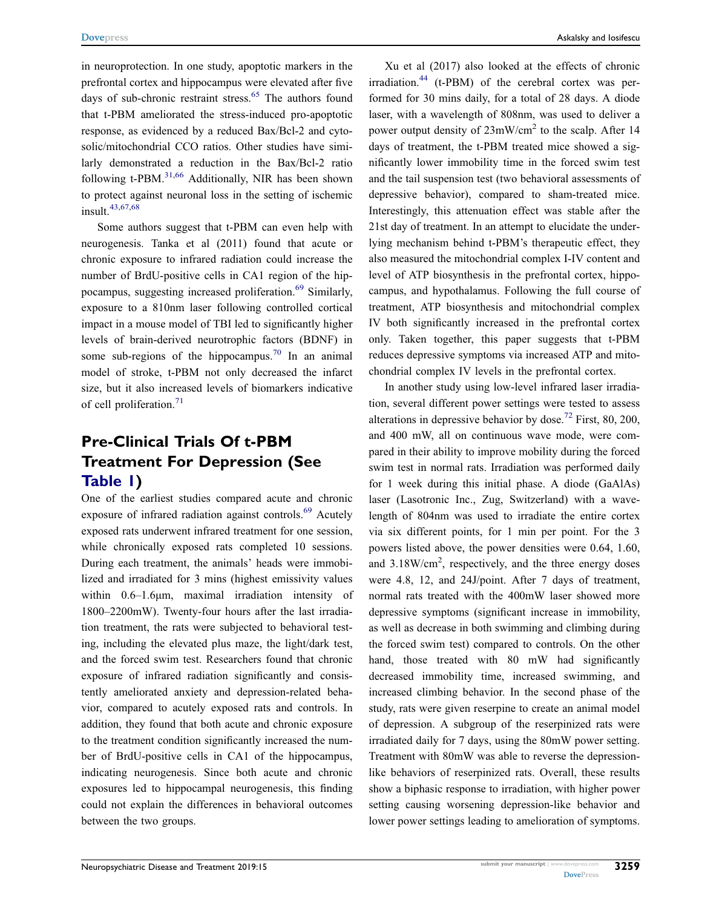in neuroprotection. In one study, apoptotic markers in the prefrontal cortex and hippocampus were elevated after five days of sub-chronic restraint stress.[65] The authors found that t-PBM ameliorated the stress-induced pro-apoptotic response, as evidenced by a reduced Bax/Bcl-2 and cytosolic/mitochondrial CCO ratios. Other studies have similarly demonstrated a reduction in the Bax/Bcl-2 ratio following t-PBM.[31,66] Additionally, NIR has been shown to protect against neuronal loss in the setting of ischemic insult.[43,67,68]

Some authors suggest that t-PBM can even help with neurogenesis. Tanka et al (2011) found that acute or chronic exposure to infrared radiation could increase the number of BrdU-positive cells in CA1 region of the hippocampus, suggesting increased proliferation.[69] Similarly, exposure to a 810nm laser following controlled cortical impact in a mouse model of TBI led to significantly higher levels of brain-derived neurotrophic factors (BDNF) in some sub-regions of the hippocampus.[70] In an animal model of stroke, t-PBM not only decreased the infarct size, but it also increased levels of biomarkers indicative of cell proliferation.[71]

## Pre-Clinical Trials Of t-PBM Treatment For Depression (See Table 1)

One of the earliest studies compared acute and chronic exposure of infrared radiation against controls.[69] Acutely exposed rats underwent infrared treatment for one session, while chronically exposed rats completed 10 sessions. During each treatment, the animals' heads were immobilized and irradiated for 3 mins (highest emissivity values within 0.6–1.6μm, maximal irradiation intensity of 1800–2200mW). Twenty-four hours after the last irradiation treatment, the rats were subjected to behavioral testing, including the elevated plus maze, the light/dark test, and the forced swim test. Researchers found that chronic exposure of infrared radiation significantly and consistently ameliorated anxiety and depression-related behavior, compared to acutely exposed rats and controls. In addition, they found that both acute and chronic exposure to the treatment condition significantly increased the number of BrdU-positive cells in CA1 of the hippocampus, indicating neurogenesis. Since both acute and chronic exposures led to hippocampal neurogenesis, this finding could not explain the differences in behavioral outcomes between the two groups.

Xu et al (2017) also looked at the effects of chronic irradiation.[44] (t-PBM) of the cerebral cortex was performed for 30 mins daily, for a total of 28 days. A diode laser, with a wavelength of 808nm, was used to deliver a power output density of 23mW/cm$^2$ to the scalp. After 14 days of treatment, the t-PBM treated mice showed a significantly lower immobility time in the forced swim test and the tail suspension test (two behavioral assessments of depressive behavior), compared to sham-treated mice. Interestingly, this attenuation effect was stable after the 21st day of treatment. In an attempt to elucidate the underlying mechanism behind t-PBM's therapeutic effect, they also measured the mitochondrial complex I-IV content and level of ATP biosynthesis in the prefrontal cortex, hippocampus, and hypothalamus. Following the full course of treatment, ATP biosynthesis and mitochondrial complex IV both significantly increased in the prefrontal cortex only. Taken together, this paper suggests that t-PBM reduces depressive symptoms via increased ATP and mitochondrial complex IV levels in the prefrontal cortex.

In another study using low-level infrared laser irradiation, several different power settings were tested to assess alterations in depressive behavior by dose.[72] First, 80, 200, and 400 mW, all on continuous wave mode, were compared in their ability to improve mobility during the forced swim test in normal rats. Irradiation was performed daily for 1 week during this initial phase. A diode (GaAlAs) laser (Lasotronic Inc., Zug, Switzerland) with a wavelength of 804nm was used to irradiate the entire cortex via six different points, for 1 min per point. For the 3 powers listed above, the power densities were 0.64, 1.60, and 3.18W/cm$^2$, respectively, and the three energy doses were 4.8, 12, and 24J/point. After 7 days of treatment, normal rats treated with the 400mW laser showed more depressive symptoms (significant increase in immobility, as well as decrease in both swimming and climbing during the forced swim test) compared to controls. On the other hand, those treated with 80 mW had significantly decreased immobility time, increased swimming, and increased climbing behavior. In the second phase of the study, rats were given reserpine to create an animal model of depression. A subgroup of the reserpinized rats were irradiated daily for 7 days, using the 80mW power setting. Treatment with 80mW was able to reverse the depression-like behaviors of reserpinized rats. Overall, these results show a biphasic response to irradiation, with higher power setting causing worsening depression-like behavior and lower power settings leading to amelioration of symptoms.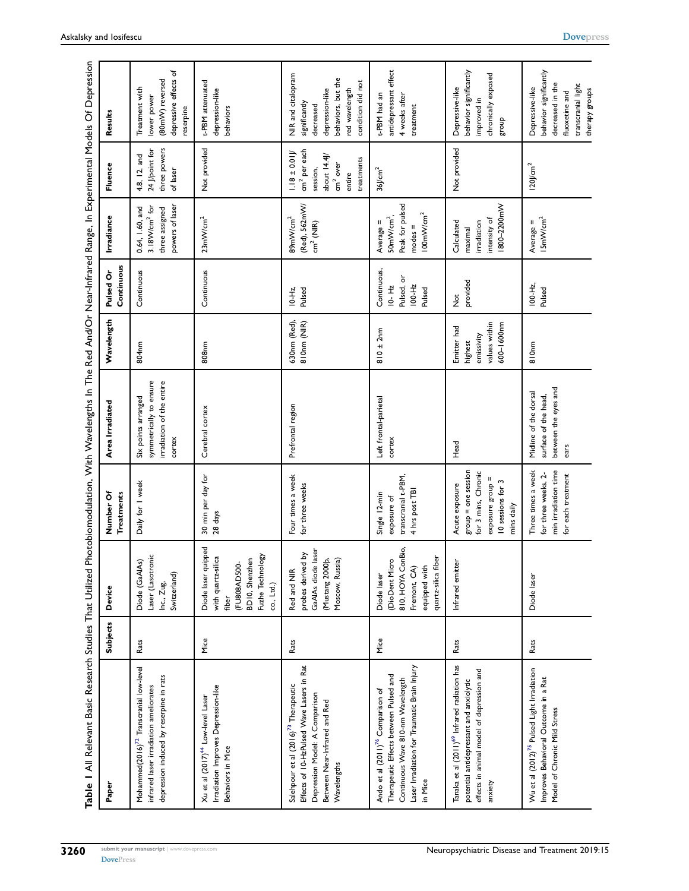**Table 1** All Relevant Basic Research Studies That Utilized Photobiomodulation, With Wavelengths In The Red And/Or Near-Infrared Range, In Experimental Models Of Depression

| Paper | Subjects | Device | Number Of Treatments | Area Irradiated | Wavelength | Pulsed Or Continuous | Irradiance | Fluence | Results |
|---|---|---|---|---|---|---|---|---|---|
| Mohammed(2016)[72] Transcranial low-level infrared laser irradiation ameliorates depression induced by reserpine in rats | Rats | Diode (GaAlAs) Laser (Lasotronic Inc., Zug, Switzerland) | Daily for 1 week | Six points arranged symmetrically to ensure irradiation of the entire cortex | 804nm | Continuous | 0.64, 1.60, and 3.18W/cm$^2$ for three assigned powers of laser | 4.8, 12, and 24 J/point for three powers of laser | Treatment with lower power (80mW) reversed depressive effects of reserpine |
| Xu et al (2017)[44] Low-level Laser Irradiation Improves Depression-like Behaviors in Mice | Mice | Diode laser quipped with quartz-silica fiber (FU808AD500-BD10, Shenzhen Fuzhe Technology co., Ltd.) | 30 min per day for 28 days | Cerebral cortex | 808nm | Continuous | 23mW/cm$^2$ | Not provided | t-PBM attenuated depression-like behaviors |
| Salehpour et al (2016)[73] Therapeutic Effects of 10-HzPulsed Wave Lasers in Rat Depression Model: A Comparison Between Near-Infrared and Red Wavelengths | Rats | Red and NIR probes derived by GaAlAs diode laser (Mustang 2000þ, Moscow, Russia) | Four times a week for three weeks | Prefrontal region | 630nm (Red), 810nm (NIR) | 10-Hz, Pulsed | 89mW/cm$^2$ (Red), 562mW/cm$^2$ (NIR) | 1.18 ± 0.01J/cm$^2$ per each session, about 14.4J/cm$^2$ over entire treatments | NIR and citalopram significantly decreased depression-like behaviors, but the red wavelength condition did not |
| Ando et al (2011)[76] Comparison of Therapeutic Effects between Pulsed and Continuous Wave 810-nm Wavelength Laser Irradiation for Traumatic Brain Injury in Mice | Mice | Diode laser (DioDent Micro 810, HOYA ConBio, Fremont, CA) equipped with quartz-silica fiber | Single 12-min exposure of transcranial t-PBM, 4 hrs post TBI | Left frontal-parietal cortex | 810 ± 2nm | Continuous, 10- Hz Pulsed, or 100-Hz Pulsed | Average = 50mW/cm$^2$, Peak for pulsed modes = 100mW/cm$^2$ | 36J/cm$^2$ | t-PBM had an antidepressant effect 4 weeks after treatment |
| Tanaka et al (2011)[69] Infrared radiation has potential antidepressant and anxiolytic effects in animal model of depression and anxiety | Rats | Infrared emitter | Acute exposure group = one session for 3 mins, Chronic exposure group = 10 sessions for 3 mins daily | Head | Emitter had highest emissivity values within 600–1600nm | Not provided | Calculated maximal irradiation intensity of 1800–2200mW | Not provided | Depressive-like behavior significantly improved in chronically exposed group |
| Wu et al (2012)[75] Pulsed Light Irradiation Improves Behavioral Outcome in a Rat Model of Chronic Mild Stress | Rats | Diode laser | Three times a week for three weeks, 2-min irradiation time for each treatment | Midline of the dorsal surface of the head, between the eyes and ears | 810nm | 100-Hz, Pulsed | Average = 15mW/cm$^2$ | 120J/cm$^2$ | Depressive-like behavior significantly decreased in the fluoxetine and transcranial light therapy groups |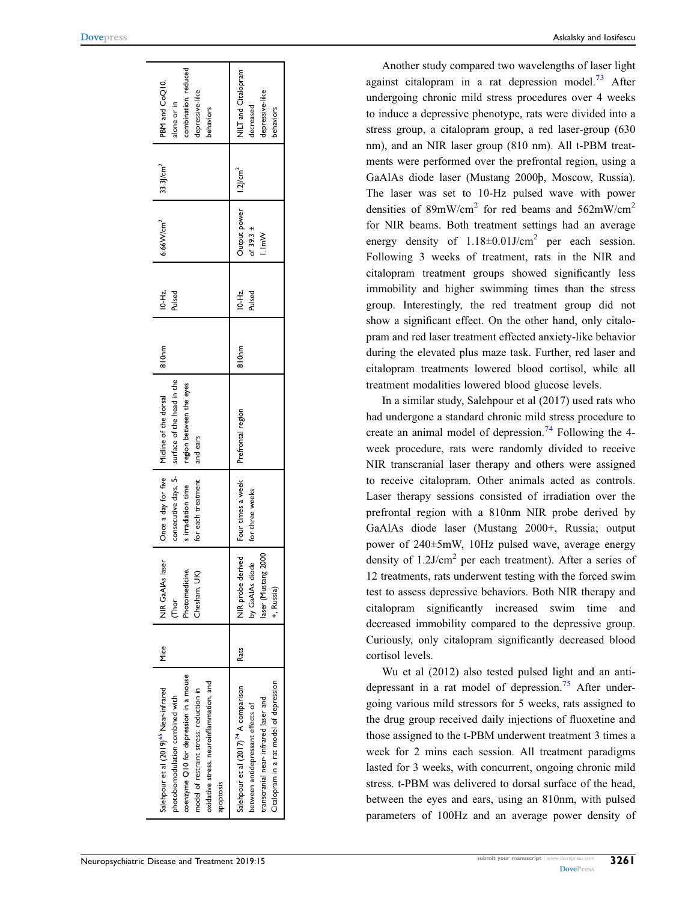| Salehpour et al (2019)[65] Near-infrared photobiomodulation combined with coenzyme Q10 for depression in a mouse model of restraint stress: reduction in oxidative stress, neuroinflammation, and apoptosis | Mice | NIR GaAlAs laser (Thor Photomedicine, Chesham, UK) | Once a day for five consecutive days, 5-s irradiation time for each treatment | Midline of the dorsal surface of the head in the region between the eyes and ears | 810nm | 10-Hz, Pulsed | 6.66W/cm$^2$ | 33.3J/cm$^2$ | PBM and CoQ10, alone or in combination, reduced depressive-like behaviors |
|---|---|---|---|---|---|---|---|---|---|
| Salehpour et al (2017)[74] A comparison between antidepressant effects of transcranial near- infrared laser and Citalopram in a rat model of depression | Rats | NIR probe derived by GaAlAs diode laser (Mustang 2000 +, Russia) | Four times a week for three weeks | Prefrontal region | 810nm | 10-Hz, Pulsed | Output power of 39.3 ± 1.1mW | 1.2J/cm$^2$ | NILT and Citalopram decreased depressive-like behaviors |

Another study compared two wavelengths of laser light against citalopram in a rat depression model.[73] After undergoing chronic mild stress procedures over 4 weeks to induce a depressive phenotype, rats were divided into a stress group, a citalopram group, a red laser-group (630 nm), and an NIR laser group (810 nm). All t-PBM treatments were performed over the prefrontal region, using a GaAlAs diode laser (Mustang 2000þ, Moscow, Russia). The laser was set to 10-Hz pulsed wave with power densities of 89mW/cm$^2$ for red beams and 562mW/cm$^2$ for NIR beams. Both treatment settings had an average energy density of 1.18±0.01J/cm$^2$ per each session. Following 3 weeks of treatment, rats in the NIR and citalopram treatment groups showed significantly less immobility and higher swimming times than the stress group. Interestingly, the red treatment group did not show a significant effect. On the other hand, only citalopram and red laser treatment effected anxiety-like behavior during the elevated plus maze task. Further, red laser and citalopram treatments lowered blood cortisol, while all treatment modalities lowered blood glucose levels.

In a similar study, Salehpour et al (2017) used rats who had undergone a standard chronic mild stress procedure to create an animal model of depression.[74] Following the 4-week procedure, rats were randomly divided to receive NIR transcranial laser therapy and others were assigned to receive citalopram. Other animals acted as controls. Laser therapy sessions consisted of irradiation over the prefrontal region with a 810nm NIR probe derived by GaAlAs diode laser (Mustang 2000+, Russia; output power of 240±5mW, 10Hz pulsed wave, average energy density of 1.2J/cm$^2$ per each treatment). After a series of 12 treatments, rats underwent testing with the forced swim test to assess depressive behaviors. Both NIR therapy and citalopram significantly increased swim time and decreased immobility compared to the depressive group. Curiously, only citalopram significantly decreased blood cortisol levels.

Wu et al (2012) also tested pulsed light and an antidepressant in a rat model of depression.[75] After undergoing various mild stressors for 5 weeks, rats assigned to the drug group received daily injections of fluoxetine and those assigned to the t-PBM underwent treatment 3 times a week for 2 mins each session. All treatment paradigms lasted for 3 weeks, with concurrent, ongoing chronic mild stress. t-PBM was delivered to dorsal surface of the head, between the eyes and ears, using an 810nm, with pulsed parameters of 100Hz and an average power density of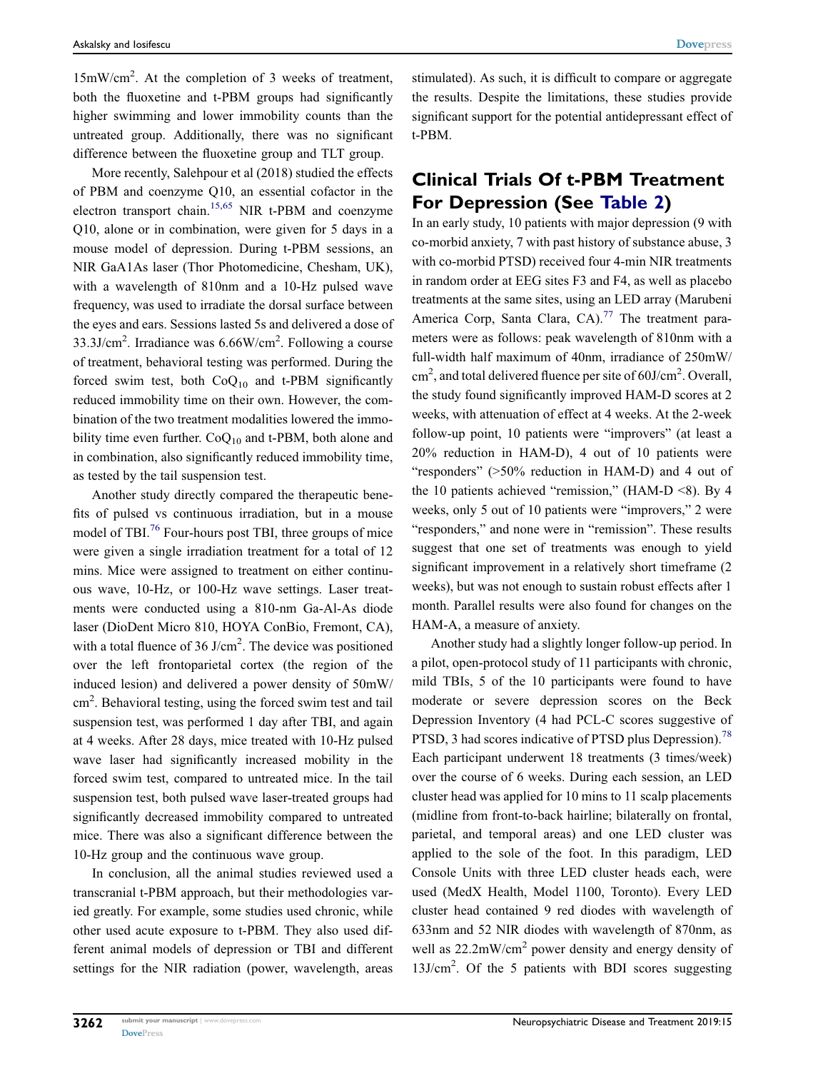15mW/cm$^2$. At the completion of 3 weeks of treatment, both the fluoxetine and t-PBM groups had significantly higher swimming and lower immobility counts than the untreated group. Additionally, there was no significant difference between the fluoxetine group and TLT group.

More recently, Salehpour et al (2018) studied the effects of PBM and coenzyme Q10, an essential cofactor in the electron transport chain.[15,65] NIR t-PBM and coenzyme Q10, alone or in combination, were given for 5 days in a mouse model of depression. During t-PBM sessions, an NIR GaA1As laser (Thor Photomedicine, Chesham, UK), with a wavelength of 810nm and a 10-Hz pulsed wave frequency, was used to irradiate the dorsal surface between the eyes and ears. Sessions lasted 5s and delivered a dose of 33.3J/cm$^2$. Irradiance was 6.66W/cm$^2$. Following a course of treatment, behavioral testing was performed. During the forced swim test, both $CoQ_{10}$ and t-PBM significantly reduced immobility time on their own. However, the combination of the two treatment modalities lowered the immobility time even further. $CoQ_{10}$ and t-PBM, both alone and in combination, also significantly reduced immobility time, as tested by the tail suspension test.

Another study directly compared the therapeutic benefits of pulsed vs continuous irradiation, but in a mouse model of TBI.[76] Four-hours post TBI, three groups of mice were given a single irradiation treatment for a total of 12 mins. Mice were assigned to treatment on either continuous wave, 10-Hz, or 100-Hz wave settings. Laser treatments were conducted using a 810-nm Ga-Al-As diode laser (DioDent Micro 810, HOYA ConBio, Fremont, CA), with a total fluence of 36 J/cm$^2$. The device was positioned over the left frontoparietal cortex (the region of the induced lesion) and delivered a power density of 50mW/cm$^2$. Behavioral testing, using the forced swim test and tail suspension test, was performed 1 day after TBI, and again at 4 weeks. After 28 days, mice treated with 10-Hz pulsed wave laser had significantly increased mobility in the forced swim test, compared to untreated mice. In the tail suspension test, both pulsed wave laser-treated groups had significantly decreased immobility compared to untreated mice. There was also a significant difference between the 10-Hz group and the continuous wave group.

In conclusion, all the animal studies reviewed used a transcranial t-PBM approach, but their methodologies varied greatly. For example, some studies used chronic, while other used acute exposure to t-PBM. They also used different animal models of depression or TBI and different settings for the NIR radiation (power, wavelength, areas stimulated). As such, it is difficult to compare or aggregate the results. Despite the limitations, these studies provide significant support for the potential antidepressant effect of t-PBM.

## Clinical Trials Of t-PBM Treatment For Depression (See Table 2)

In an early study, 10 patients with major depression (9 with co-morbid anxiety, 7 with past history of substance abuse, 3 with co-morbid PTSD) received four 4-min NIR treatments in random order at EEG sites F3 and F4, as well as placebo treatments at the same sites, using an LED array (Marubeni America Corp, Santa Clara, CA).[77] The treatment parameters were as follows: peak wavelength of 810nm with a full-width half maximum of 40nm, irradiance of 250mW/cm$^2$, and total delivered fluence per site of 60J/cm$^2$. Overall, the study found significantly improved HAM-D scores at 2 weeks, with attenuation of effect at 4 weeks. At the 2-week follow-up point, 10 patients were "improvers" (at least a 20% reduction in HAM-D), 4 out of 10 patients were "responders" (>50% reduction in HAM-D) and 4 out of the 10 patients achieved "remission," (HAM-D <8). By 4 weeks, only 5 out of 10 patients were "improvers," 2 were "responders," and none were in "remission". These results suggest that one set of treatments was enough to yield significant improvement in a relatively short timeframe (2 weeks), but was not enough to sustain robust effects after 1 month. Parallel results were also found for changes on the HAM-A, a measure of anxiety.

Another study had a slightly longer follow-up period. In a pilot, open-protocol study of 11 participants with chronic, mild TBIs, 5 of the 10 participants were found to have moderate or severe depression scores on the Beck Depression Inventory (4 had PCL-C scores suggestive of PTSD, 3 had scores indicative of PTSD plus Depression).[78] Each participant underwent 18 treatments (3 times/week) over the course of 6 weeks. During each session, an LED cluster head was applied for 10 mins to 11 scalp placements (midline from front-to-back hairline; bilaterally on frontal, parietal, and temporal areas) and one LED cluster was applied to the sole of the foot. In this paradigm, LED Console Units with three LED cluster heads each, were used (MedX Health, Model 1100, Toronto). Every LED cluster head contained 9 red diodes with wavelength of 633nm and 52 NIR diodes with wavelength of 870nm, as well as 22.2mW/cm$^2$ power density and energy density of 13J/cm$^2$. Of the 5 patients with BDI scores suggesting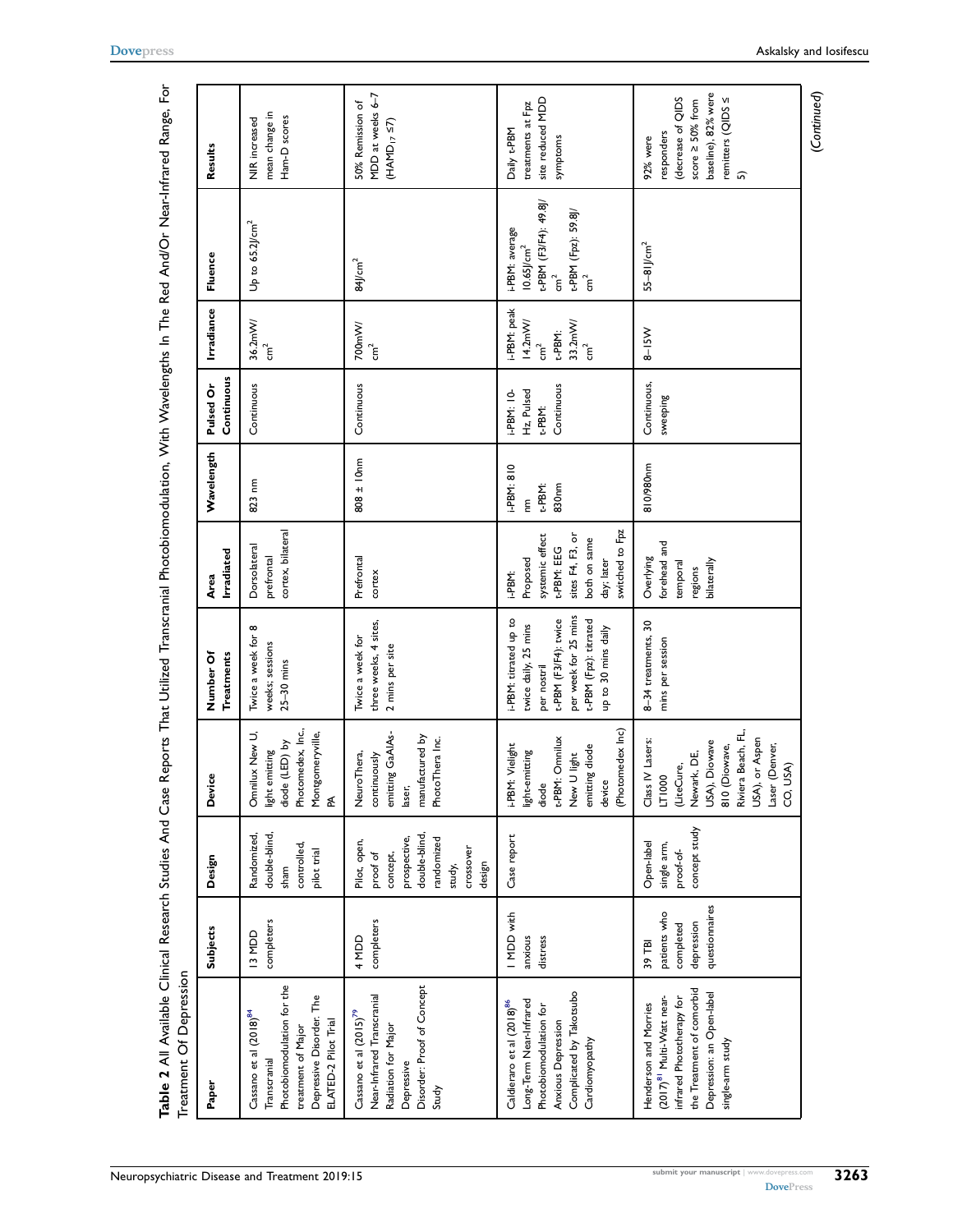**Table 2** All Available Clinical Research Studies And Case Reports That Utilized Transcranial Photobiomodulation, With Wavelengths In The Red And/Or Near-Infrared Range, For Treatment Of Depression

| Paper | Subjects | Design | Device | Number Of Treatments | Area Irradiated | Wavelength | Pulsed Or Continuous | Irradiance | Fluence | Results |
|---|---|---|---|---|---|---|---|---|---|---|
| Cassano et al (2018)[84] Transcranial Photobiomodulation for the treatment of Major Depressive Disorder. The ELATED-2 Pilot Trial | 13 MDD completers | Randomized, double-blind, sham controlled, pilot trial | Omnilux New U, light emitting diode (LED) by Photomedex, Inc., Montgomeryville, PA | Twice a week for 8 weeks; sessions 25–30 mins | Dorsolateral prefrontal cortex, bilateral | 823 nm | Continuous | 36.2mW/cm$^2$ | Up to 65.2J/cm$^2$ | NIR increased mean change in Ham-D scores |
| Cassano et al (2015)[79] Near-Infrared Transcranial Radiation for Major Depressive Disorder: Proof of Concept Study | 4 MDD completers | Pilot, open, proof of concept, prospective, double-blind, randomized study, crossover design | NeuroThera, continuously emitting GaAlAs-laser, manufactured by PhotoThera Inc. | Twice a week for three weeks, 4 sites, 2 mins per site | Prefrontal cortex | 808 ± 10nm | Continuous | 700mW/cm$^2$ | 84J/cm$^2$ | 50% Remission of MDD at weeks 6–7 ($HAMD_{17} \leq 7$) |
| Caldieraro et al (2018)[86] Long-Term Near-Infrared Photobiomodulation for Anxious Depression Complicated by Takotsubo Cardiomyopathy | 1 MDD with anxious distress | Case report | i-PBM: Vielight light-emitting diode t-PBM: Omnilux New U light emitting diode device (Photomedex Inc) | i-PBM: titrated up to twice daily, 25 mins per nostril t-PBM (F3/F4): twice per week for 25 mins t-PBM (Fpz): titrated up to 30 mins daily | i-PBM: Proposed systemic effect t-PBM: EEG sites F4, F3, or both on same day; later switched to Fpz | i-PBM: 810 nm t-PBM: 830nm | i-PBM: 10-Hz, Pulsed t-PBM: Continuous | i-PBM: peak 14.2mW/cm$^2$ t-PBM: 33.2mW/cm$^2$ | i-PBM: average 10.65J/cm$^2$ t-PBM (F3/F4): 49.8J/cm$^2$ t-PBM (Fpz): 59.8J/cm$^2$ | Daily t-PBM treatments at Fpz site reduced MDD symptoms |
| Henderson and Morries (2017)[81] Multi-Watt near-infrared Phototherapy for the Treatment of comorbid Depression: an Open-label single-arm study | 39 TBI patients who completed depression questionnaires | Open-label single arm, proof-of-concept study | Class IV Lasers: LT1000 (LiteCure, Newark, DE, USA), Diowave 810 (Diowave, Riviera Beach, FL, USA), or Aspen Laser (Denver, CO, USA) | 8–34 treatments, 30 mins per session | Overlying forehead and temporal regions bilaterally | 810/980nm | Continuous, sweeping | 8–15W | 55–81J/cm$^2$ | 92% were responders (decrease of QIDS score ≥ 50% from baseline), 82% were remitters (QIDS ≤ 5) |

*(Continued)*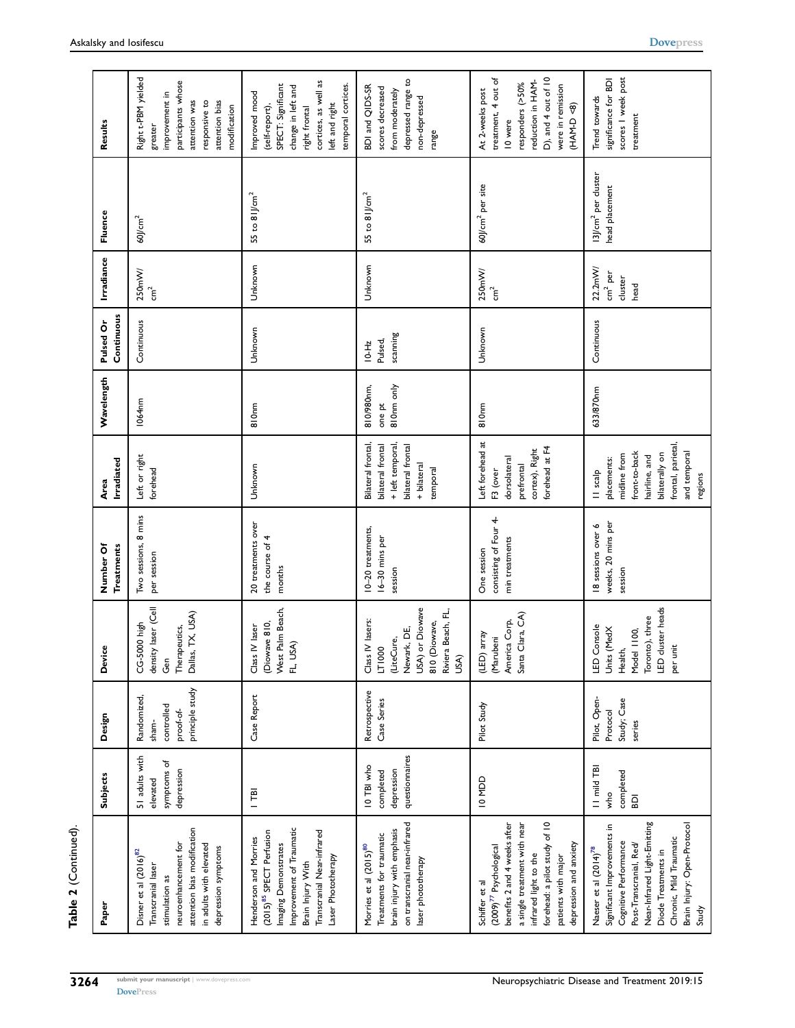**Table 2** (Continued).

| Paper | Subjects | Design | Device | Number Of Treatments | Area Irradiated | Wavelength | Pulsed Or Continuous | Irradiance | Fluence | Results |
|---|---|---|---|---|---|---|---|---|---|---|
| Disner et al (2016)[82] Transcranial laser stimulation as neuroenhancement for attention bias modification in adults with elevated depression symptoms | 51 adults with elevated symptoms of depression | Randomized, sham-controlled proof-of-principle study | CG-5000 high density laser (Cell Gen Therapeutics, Dallas, TX, USA) | Two sessions, 8 mins per session | Left or right forehead | 1064nm | Continuous | 250mW/cm$^2$ | 60J/cm$^2$ | Right t-PBM yielded greater improvement in participants whose attention was responsive to attention bias modification |
| Henderson and Morries (2015)[85] SPECT Perfusion Imaging Demonstrates Improvement of Traumatic Brain Injury With Transcranial Near-infrared Laser Phototherapy | 1 TBI | Case Report | Class IV laser (Diowave 810, West Palm Beach, FL, USA) | 20 treatments over the course of 4 months | Unknown | 810nm | Unknown | Unknown | 55 to 81J/cm$^2$ | Improved mood (self-report), SPECT: Significant change in left and right frontal cortices, as well as left and right temporal cortices. |
| Morries et al (2015)[80] Treatments for traumatic brain injury with emphasis on transcranial near-infrared laser phototherapy | 10 TBI who completed depression questionnaires | Retrospective Case Series | Class IV lasers: LT1000 (LiteCure, Newark, DE, USA) or Diowave 810 (Diowave, Riviera Beach, FL, USA) | 10–20 treatments, 16–30 min per session | Bilateral frontal, bilateral frontal + left temporal, bilateral frontal + bilateral temporal | 810/980nm, one pt 810nm only | 10-Hz Pulsed, scanning | Unknown | 55 to 81J/cm$^2$ | BDI and QIDS-SR scores decreased from moderately depressed range to non-depressed range |
| Schiffer et al (2009)[77] Psychological benefits 2 and 4 weeks after a single treatment with near infrared light to the forehead: a pilot study of 10 patients with major depression and anxiety | 10 MDD | Pilot Study | (LED) array (Marubeni America Corp, Santa Clara, CA) | One session consisting of Four 4-min treatments | Left forehead at F3 (over dorsolateral prefrontal cortex), Right forehead at F4 | 810nm | Unknown | 250mW/cm$^2$ | 60J/cm$^2$ per site | At 2-weeks post treatment, 4 out of 10 were responders (>50% reduction in HAM-D), and 4 out of 10 were in remission (HAM-D <8) |
| Naeser et al (2014)[78] Significant Improvements in Cognitive Performance Post-Transcranial, Red/Near-Infrared Light-Emitting Diode Treatments in Chronic, Mild Traumatic Brain Injury: Open-Protocol Study | 11 mild TBI who completed BDI | Pilot, Open-Protocol Study; Case series | LED Console Units (MedX Health, Model 1100, Toronto), three LED cluster heads per unit | 18 sessions over 6 weeks, 20 mins per session | 11 scalp placements: midline from front-to-back hairline, and bilaterally on frontal, parietal, and temporal regions | 633/870nm | Continuous | 22.2mW/cm$^2$ per cluster head | 13J/cm$^2$ per cluster head placement | Trend towards significance for BDI scores 1 week post treatment |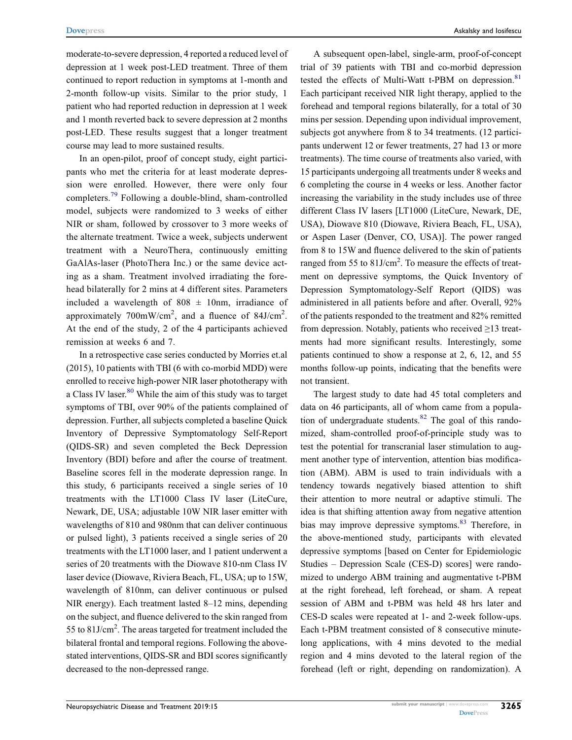moderate-to-severe depression, 4 reported a reduced level of depression at 1 week post-LED treatment. Three of them continued to report reduction in symptoms at 1-month and 2-month follow-up visits. Similar to the prior study, 1 patient who had reported reduction in depression at 1 week and 1 month reverted back to severe depression at 2 months post-LED. These results suggest that a longer treatment course may lead to more sustained results.

In an open-pilot, proof of concept study, eight participants who met the criteria for at least moderate depression were enrolled. However, there were only four completers.[79] Following a double-blind, sham-controlled model, subjects were randomized to 3 weeks of either NIR or sham, followed by crossover to 3 more weeks of the alternate treatment. Twice a week, subjects underwent treatment with a NeuroThera, continuously emitting GaAlAs-laser (PhotoThera Inc.) or the same device acting as a sham. Treatment involved irradiating the forehead bilaterally for 2 mins at 4 different sites. Parameters included a wavelength of 808 ± 10nm, irradiance of approximately 700mW/cm$^2$, and a fluence of 84J/cm$^2$. At the end of the study, 2 of the 4 participants achieved remission at weeks 6 and 7.

In a retrospective case series conducted by Morries et.al (2015), 10 patients with TBI (6 with co-morbid MDD) were enrolled to receive high-power NIR laser phototherapy with a Class IV laser.[80] While the aim of this study was to target symptoms of TBI, over 90% of the patients complained of depression. Further, all subjects completed a baseline Quick Inventory of Depressive Symptomatology Self-Report (QIDS-SR) and seven completed the Beck Depression Inventory (BDI) before and after the course of treatment. Baseline scores fell in the moderate depression range. In this study, 6 participants received a single series of 10 treatments with the LT1000 Class IV laser (LiteCure, Newark, DE, USA; adjustable 10W NIR laser emitter with wavelengths of 810 and 980nm that can deliver continuous or pulsed light), 3 patients received a single series of 20 treatments with the LT1000 laser, and 1 patient underwent a series of 20 treatments with the Diowave 810-nm Class IV laser device (Diowave, Riviera Beach, FL, USA; up to 15W, wavelength of 810nm, can deliver continuous or pulsed NIR energy). Each treatment lasted 8–12 mins, depending on the subject, and fluence delivered to the skin ranged from 55 to 81J/cm$^2$. The areas targeted for treatment included the bilateral frontal and temporal regions. Following the above-stated interventions, QIDS-SR and BDI scores significantly decreased to the non-depressed range.

A subsequent open-label, single-arm, proof-of-concept trial of 39 patients with TBI and co-morbid depression tested the effects of Multi-Watt t-PBM on depression.[81] Each participant received NIR light therapy, applied to the forehead and temporal regions bilaterally, for a total of 30 mins per session. Depending upon individual improvement, subjects got anywhere from 8 to 34 treatments. (12 participants underwent 12 or fewer treatments, 27 had 13 or more treatments). The time course of treatments also varied, with 15 participants undergoing all treatments under 8 weeks and 6 completing the course in 4 weeks or less. Another factor increasing the variability in the study includes use of three different Class IV lasers [LT1000 (LiteCure, Newark, DE, USA), Diowave 810 (Diowave, Riviera Beach, FL, USA), or Aspen Laser (Denver, CO, USA)]. The power ranged from 8 to 15W and fluence delivered to the skin of patients ranged from 55 to 81J/cm$^2$. To measure the effects of treatment on depressive symptoms, the Quick Inventory of Depression Symptomatology-Self Report (QIDS) was administered in all patients before and after. Overall, 92% of the patients responded to the treatment and 82% remitted from depression. Notably, patients who received ≥13 treatments had more significant results. Interestingly, some patients continued to show a response at 2, 6, 12, and 55 months follow-up points, indicating that the benefits were not transient.

The largest study to date had 45 total completers and data on 46 participants, all of whom came from a population of undergraduate students.[82] The goal of this randomized, sham-controlled proof-of-principle study was to test the potential for transcranial laser stimulation to augment another type of intervention, attention bias modification (ABM). ABM is used to train individuals with a tendency towards negatively biased attention to shift their attention to more neutral or adaptive stimuli. The idea is that shifting attention away from negative attention bias may improve depressive symptoms.[83] Therefore, in the above-mentioned study, participants with elevated depressive symptoms [based on Center for Epidemiologic Studies – Depression Scale (CES-D) scores] were randomized to undergo ABM training and augmentative t-PBM at the right forehead, left forehead, or sham. A repeat session of ABM and t-PBM was held 48 hrs later and CES-D scales were repeated at 1- and 2-week follow-ups. Each t-PBM treatment consisted of 8 consecutive minute-long applications, with 4 mins devoted to the medial region and 4 mins devoted to the lateral region of the forehead (left or right, depending on randomization). A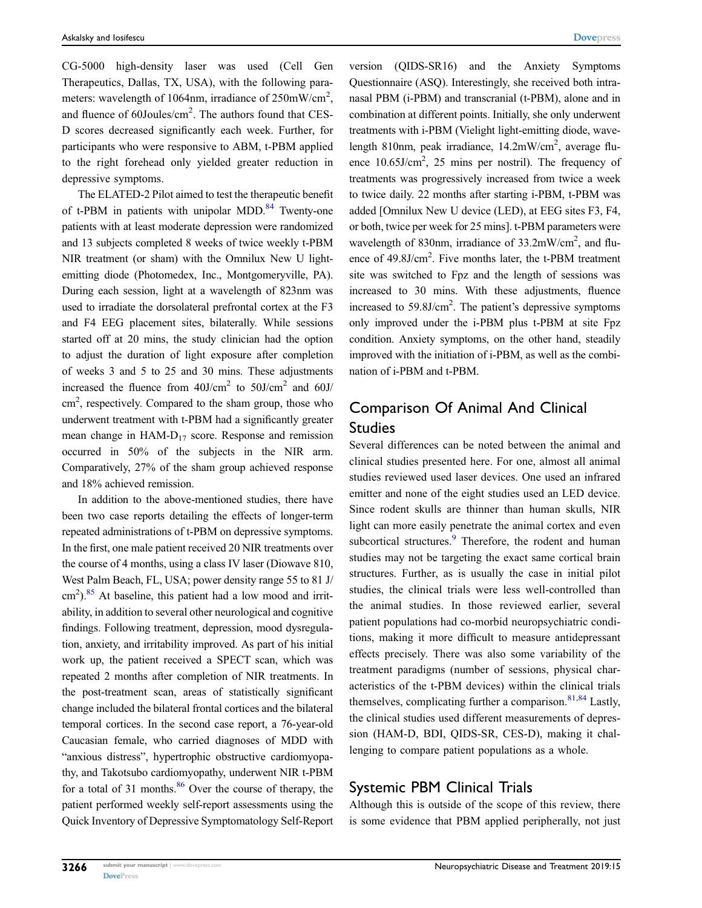CG-5000 high-density laser was used (Cell Gen Therapeutics, Dallas, TX, USA), with the following parameters: wavelength of 1064nm, irradiance of 250mW/cm$^2$, and fluence of 60Joules/cm$^2$. The authors found that CES-D scores decreased significantly each week. Further, for participants who were responsive to ABM, t-PBM applied to the right forehead only yielded greater reduction in depressive symptoms.

The ELATED-2 Pilot aimed to test the therapeutic benefit of t-PBM in patients with unipolar MDD.[84] Twenty-one patients with at least moderate depression were randomized and 13 subjects completed 8 weeks of twice weekly t-PBM NIR treatment (or sham) with the Omnilux New U light-emitting diode (Photomedex, Inc., Montgomeryville, PA). During each session, light at a wavelength of 823nm was used to irradiate the dorsolateral prefrontal cortex at the F3 and F4 EEG placement sites, bilaterally. While sessions started off at 20 mins, the study clinician had the option to adjust the duration of light exposure after completion of weeks 3 and 5 to 25 and 30 mins. These adjustments increased the fluence from 40J/cm$^2$ to 50J/cm$^2$ and 60J/cm$^2$, respectively. Compared to the sham group, those who underwent treatment with t-PBM had a significantly greater mean change in HAM-D$_{17}$ score. Response and remission occurred in 50% of the subjects in the NIR arm. Comparatively, 27% of the sham group achieved response and 18% achieved remission.

In addition to the above-mentioned studies, there have been two case reports detailing the effects of longer-term repeated administrations of t-PBM on depressive symptoms. In the first, one male patient received 20 NIR treatments over the course of 4 months, using a class IV laser (Diowave 810, West Palm Beach, FL, USA; power density range 55 to 81 J/cm$^2$).[85] At baseline, this patient had a low mood and irritability, in addition to several other neurological and cognitive findings. Following treatment, depression, mood dysregulation, anxiety, and irritability improved. As part of his initial work up, the patient received a SPECT scan, which was repeated 2 months after completion of NIR treatments. In the post-treatment scan, areas of statistically significant change included the bilateral frontal cortices and the bilateral temporal cortices. In the second case report, a 76-year-old Caucasian female, who carried diagnoses of MDD with "anxious distress", hypertrophic obstructive cardiomyopathy, and Takotsubo cardiomyopathy, underwent NIR t-PBM for a total of 31 months.[86] Over the course of therapy, the patient performed weekly self-report assessments using the Quick Inventory of Depressive Symptomatology Self-Report version (QIDS-SR16) and the Anxiety Symptoms Questionnaire (ASQ). Interestingly, she received both intranasal PBM (i-PBM) and transcranial (t-PBM), alone and in combination at different points. Initially, she only underwent treatments with i-PBM (Vielight light-emitting diode, wavelength 810nm, peak irradiance, 14.2mW/cm$^2$, average fluence 10.65J/cm$^2$, 25 mins per nostril). The frequency of treatments was progressively increased from twice a week to twice daily. 22 months after starting i-PBM, t-PBM was added [Omnilux New U device (LED), at EEG sites F3, F4, or both, twice per week for 25 mins]. t-PBM parameters were wavelength of 830nm, irradiance of 33.2mW/cm$^2$, and fluence of 49.8J/cm$^2$. Five months later, the t-PBM treatment site was switched to Fpz and the length of sessions was increased to 30 mins. With these adjustments, fluence increased to 59.8J/cm$^2$. The patient's depressive symptoms only improved under the i-PBM plus t-PBM at site Fpz condition. Anxiety symptoms, on the other hand, steadily improved with the initiation of i-PBM, as well as the combination of i-PBM and t-PBM.

## Comparison Of Animal And Clinical Studies

Several differences can be noted between the animal and clinical studies presented here. For one, almost all animal studies reviewed used laser devices. One used an infrared emitter and none of the eight studies used an LED device. Since rodent skulls are thinner than human skulls, NIR light can more easily penetrate the animal cortex and even subcortical structures.[9] Therefore, the rodent and human studies may not be targeting the exact same cortical brain structures. Further, as is usually the case in initial pilot studies, the clinical trials were less well-controlled than the animal studies. In those reviewed earlier, several patient populations had co-morbid neuropsychiatric conditions, making it more difficult to measure antidepressant effects precisely. There was also some variability of the treatment paradigms (number of sessions, physical characteristics of the t-PBM devices) within the clinical trials themselves, complicating further a comparison.[81,84] Lastly, the clinical studies used different measurements of depression (HAM-D, BDI, QIDS-SR, CES-D), making it challenging to compare patient populations as a whole.

## Systemic PBM Clinical Trials

Although this is outside of the scope of this review, there is some evidence that PBM applied peripherally, not just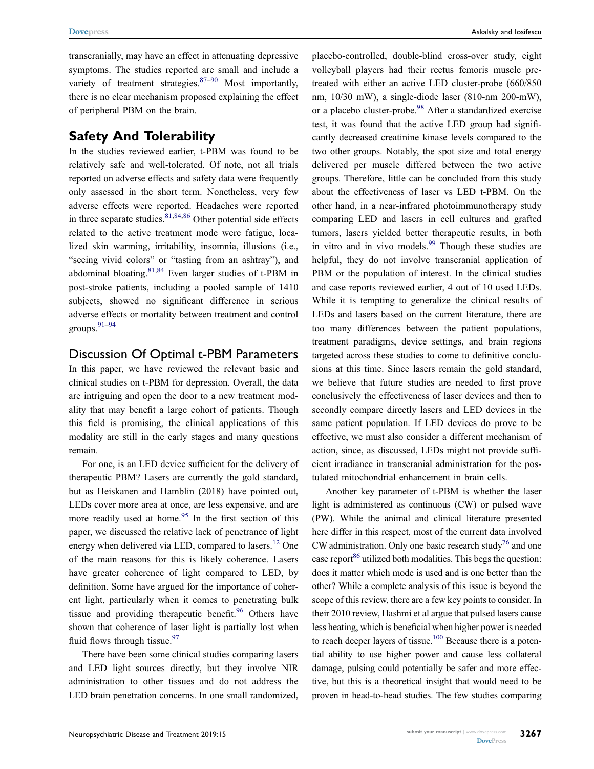transcranially, may have an effect in attenuating depressive symptoms. The studies reported are small and include a variety of treatment strategies.[87–90] Most importantly, there is no clear mechanism proposed explaining the effect of peripheral PBM on the brain.

## Safety And Tolerability

In the studies reviewed earlier, t-PBM was found to be relatively safe and well-tolerated. Of note, not all trials reported on adverse effects and safety data were frequently only assessed in the short term. Nonetheless, very few adverse effects were reported. Headaches were reported in three separate studies.[81,84,86] Other potential side effects related to the active treatment mode were fatigue, localized skin warming, irritability, insomnia, illusions (i.e., "seeing vivid colors" or "tasting from an ashtray"), and abdominal bloating.[81,84] Even larger studies of t-PBM in post-stroke patients, including a pooled sample of 1410 subjects, showed no significant difference in serious adverse effects or mortality between treatment and control groups.[91–94]

## Discussion Of Optimal t-PBM Parameters

In this paper, we have reviewed the relevant basic and clinical studies on t-PBM for depression. Overall, the data are intriguing and open the door to a new treatment modality that may benefit a large cohort of patients. Though this field is promising, the clinical applications of this modality are still in the early stages and many questions remain.

For one, is an LED device sufficient for the delivery of therapeutic PBM? Lasers are currently the gold standard, but as Heiskanen and Hamblin (2018) have pointed out, LEDs cover more area at once, are less expensive, and are more readily used at home.[95] In the first section of this paper, we discussed the relative lack of penetrance of light energy when delivered via LED, compared to lasers.[12] One of the main reasons for this is likely coherence. Lasers have greater coherence of light compared to LED, by definition. Some have argued for the importance of coherent light, particularly when it comes to penetrating bulk tissue and providing therapeutic benefit.[96] Others have shown that coherence of laser light is partially lost when fluid flows through tissue.[97]

There have been some clinical studies comparing lasers and LED light sources directly, but they involve NIR administration to other tissues and do not address the LED brain penetration concerns. In one small randomized, placebo-controlled, double-blind cross-over study, eight volleyball players had their rectus femoris muscle pre-treated with either an active LED cluster-probe (660/850 nm, 10/30 mW), a single-diode laser (810-nm 200-mW), or a placebo cluster-probe.[98] After a standardized exercise test, it was found that the active LED group had significantly decreased creatinine kinase levels compared to the two other groups. Notably, the spot size and total energy delivered per muscle differed between the two active groups. Therefore, little can be concluded from this study about the effectiveness of laser vs LED t-PBM. On the other hand, in a near-infrared photoimmunotherapy study comparing LED and lasers in cell cultures and grafted tumors, lasers yielded better therapeutic results, in both in vitro and in vivo models.[99] Though these studies are helpful, they do not involve transcranial application of PBM or the population of interest. In the clinical studies and case reports reviewed earlier, 4 out of 10 used LEDs. While it is tempting to generalize the clinical results of LEDs and lasers based on the current literature, there are too many differences between the patient populations, treatment paradigms, device settings, and brain regions targeted across these studies to come to definitive conclusions at this time. Since lasers remain the gold standard, we believe that future studies are needed to first prove conclusively the effectiveness of laser devices and then to secondly compare directly lasers and LED devices in the same patient population. If LED devices do prove to be effective, we must also consider a different mechanism of action, since, as discussed, LEDs might not provide sufficient irradiance in transcranial administration for the postulated mitochondrial enhancement in brain cells.

Another key parameter of t-PBM is whether the laser light is administered as continuous (CW) or pulsed wave (PW). While the animal and clinical literature presented here differ in this respect, most of the current data involved CW administration. Only one basic research study[76] and one case report[86] utilized both modalities. This begs the question: does it matter which mode is used and is one better than the other? While a complete analysis of this issue is beyond the scope of this review, there are a few key points to consider. In their 2010 review, Hashmi et al argue that pulsed lasers cause less heating, which is beneficial when higher power is needed to reach deeper layers of tissue.[100] Because there is a potential ability to use higher power and cause less collateral damage, pulsing could potentially be safer and more effective, but this is a theoretical insight that would need to be proven in head-to-head studies. The few studies comparing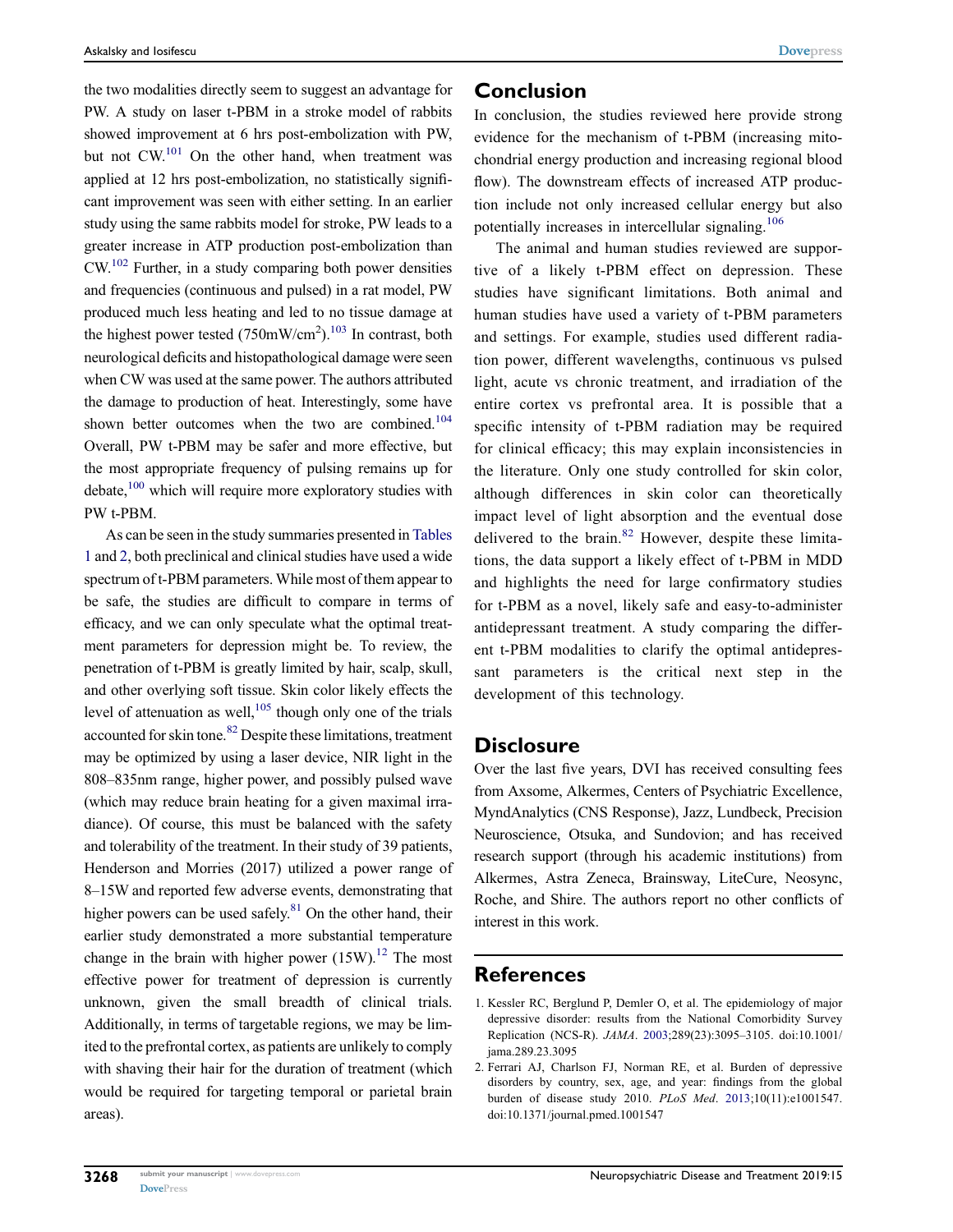the two modalities directly seem to suggest an advantage for PW. A study on laser t-PBM in a stroke model of rabbits showed improvement at 6 hrs post-embolization with PW, but not CW.[101] On the other hand, when treatment was applied at 12 hrs post-embolization, no statistically significant improvement was seen with either setting. In an earlier study using the same rabbits model for stroke, PW leads to a greater increase in ATP production post-embolization than CW.[102] Further, in a study comparing both power densities and frequencies (continuous and pulsed) in a rat model, PW produced much less heating and led to no tissue damage at the highest power tested (750mW/cm$^2$).[103] In contrast, both neurological deficits and histopathological damage were seen when CW was used at the same power. The authors attributed the damage to production of heat. Interestingly, some have shown better outcomes when the two are combined.[104] Overall, PW t-PBM may be safer and more effective, but the most appropriate frequency of pulsing remains up for debate,[100] which will require more exploratory studies with PW t-PBM.

As can be seen in the study summaries presented in Tables 1 and 2, both preclinical and clinical studies have used a wide spectrum of t-PBM parameters. While most of them appear to be safe, the studies are difficult to compare in terms of efficacy, and we can only speculate what the optimal treatment parameters for depression might be. To review, the penetration of t-PBM is greatly limited by hair, scalp, skull, and other overlying soft tissue. Skin color likely effects the level of attenuation as well,[105] though only one of the trials accounted for skin tone.[82] Despite these limitations, treatment may be optimized by using a laser device, NIR light in the 808–835nm range, higher power, and possibly pulsed wave (which may reduce brain heating for a given maximal irradiance). Of course, this must be balanced with the safety and tolerability of the treatment. In their study of 39 patients, Henderson and Morries (2017) utilized a power range of 8–15W and reported few adverse events, demonstrating that higher powers can be used safely.[81] On the other hand, their earlier study demonstrated a more substantial temperature change in the brain with higher power (15W).[12] The most effective power for treatment of depression is currently unknown, given the small breadth of clinical trials. Additionally, in terms of targetable regions, we may be limited to the prefrontal cortex, as patients are unlikely to comply with shaving their hair for the duration of treatment (which would be required for targeting temporal or parietal brain areas).

## Conclusion

In conclusion, the studies reviewed here provide strong evidence for the mechanism of t-PBM (increasing mitochondrial energy production and increasing regional blood flow). The downstream effects of increased ATP production include not only increased cellular energy but also potentially increases in intercellular signaling.[106]

The animal and human studies reviewed are supportive of a likely t-PBM effect on depression. These studies have significant limitations. Both animal and human studies have used a variety of t-PBM parameters and settings. For example, studies used different radiation power, different wavelengths, continuous vs pulsed light, acute vs chronic treatment, and irradiation of the entire cortex vs prefrontal area. It is possible that a specific intensity of t-PBM radiation may be required for clinical efficacy; this may explain inconsistencies in the literature. Only one study controlled for skin color, although differences in skin color can theoretically impact level of light absorption and the eventual dose delivered to the brain.[82] However, despite these limitations, the data support a likely effect of t-PBM in MDD and highlights the need for large confirmatory studies for t-PBM as a novel, likely safe and easy-to-administer antidepressant treatment. A study comparing the different t-PBM modalities to clarify the optimal antidepressant parameters is the critical next step in the development of this technology.

## Disclosure

Over the last five years, DVI has received consulting fees from Axsome, Alkermes, Centers of Psychiatric Excellence, MyndAnalytics (CNS Response), Jazz, Lundbeck, Precision Neuroscience, Otsuka, and Sundovion; and has received research support (through his academic institutions) from Alkermes, Astra Zeneca, Brainsway, LiteCure, Neosync, Roche, and Shire. The authors report no other conflicts of interest in this work.

## References

1. Kessler RC, Berglund P, Demler O, et al. The epidemiology of major depressive disorder: results from the National Comorbidity Survey Replication (NCS-R). *JAMA*. 2003;289(23):3095–3105. doi:10.1001/jama.289.23.3095
2. Ferrari AJ, Charlson FJ, Norman RE, et al. Burden of depressive disorders by country, sex, age, and year: findings from the global burden of disease study 2010. *PLoS Med*. 2013;10(11):e1001547. doi:10.1371/journal.pmed.1001547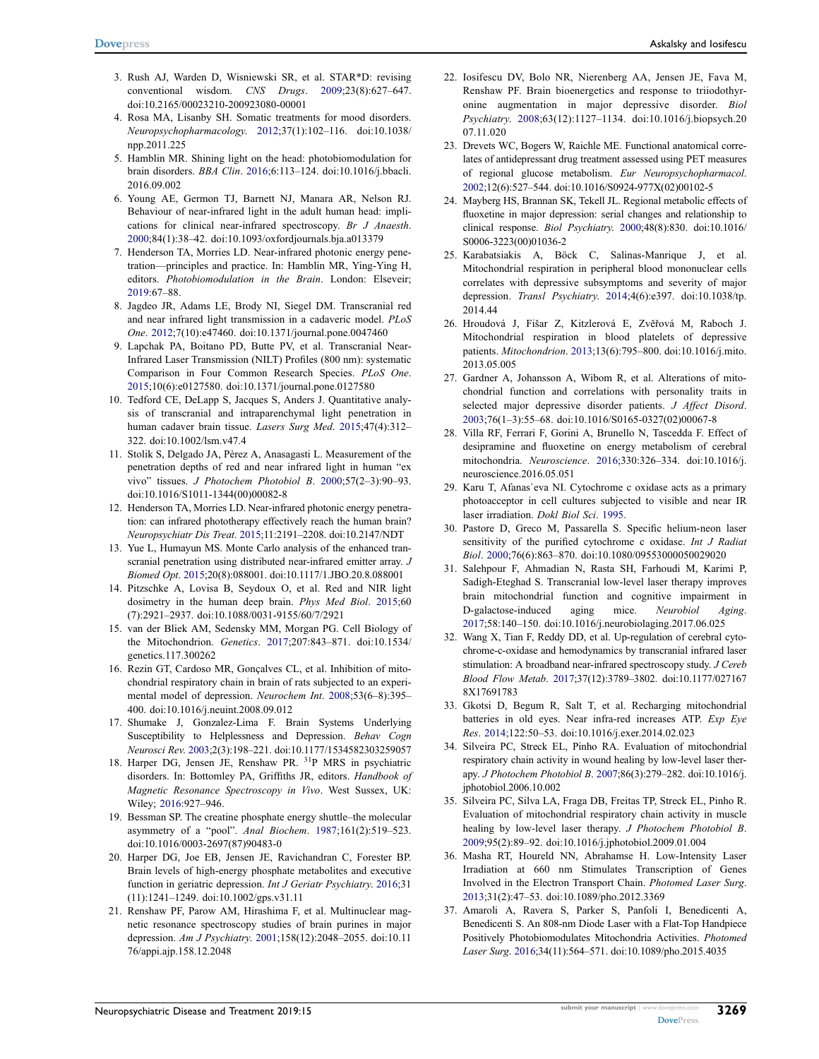3. Rush AJ, Warden D, Wisniewski SR, et al. STAR*D: revising conventional wisdom. *CNS Drugs*. 2009;23(8):627–647. doi:10.2165/00023210-200923080-00001
4. Rosa MA, Lisanby SH. Somatic treatments for mood disorders. *Neuropsychopharmacology*. 2012;37(1):102–116. doi:10.1038/npp.2011.225
5. Hamblin MR. Shining light on the head: photobiomodulation for brain disorders. *BBA Clin*. 2016;6:113–124. doi:10.1016/j.bbacli.2016.09.002
6. Young AE, Germon TJ, Barnett NJ, Manara AR, Nelson RJ. Behaviour of near-infrared light in the adult human head: implications for clinical near-infrared spectroscopy. *Br J Anaesth*. 2000;84(1):38–42. doi:10.1093/oxfordjournals.bja.a013379
7. Henderson TA, Morries LD. Near-infrared photonic energy penetration—principles and practice. In: Hamblin MR, Ying-Ying H, editors. *Photobiomodulation in the Brain*. London: Elseveir; 2019:67–88.
8. Jagdeo JR, Adams LE, Brody NI, Siegel DM. Transcranial red and near infrared light transmission in a cadaveric model. *PLoS One*. 2012;7(10):e47460. doi:10.1371/journal.pone.0047460
9. Lapchak PA, Boitano PD, Butte PV, et al. Transcranial Near-Infrared Laser Transmission (NILT) Profiles (800 nm): systematic Comparison in Four Common Research Species. *PLoS One*. 2015;10(6):e0127580. doi:10.1371/journal.pone.0127580
10. Tedford CE, DeLapp S, Jacques S, Anders J. Quantitative analysis of transcranial and intraparenchymal light penetration in human cadaver brain tissue. *Lasers Surg Med*. 2015;47(4):312–322. doi:10.1002/lsm.v47.4
11. Stolik S, Delgado JA, Pèrez A, Anasagasti L. Measurement of the penetration depths of red and near infrared light in human "ex vivo" tissues. *J Photochem Photobiol B*. 2000;57(2–3):90–93. doi:10.1016/S1011-1344(00)00082-8
12. Henderson TA, Morries LD. Near-infrared photonic energy penetration: can infrared phototherapy effectively reach the human brain? *Neuropsychiatr Dis Treat*. 2015;11:2191–2208. doi:10.2147/NDT
13. Yue L, Humayun MS. Monte Carlo analysis of the enhanced transcranial penetration using distributed near-infrared emitter array. *J Biomed Opt*. 2015;20(8):088001. doi:10.1117/1.JBO.20.8.088001
14. Pitzschke A, Lovisa B, Seydoux O, et al. Red and NIR light dosimetry in the human deep brain. *Phys Med Biol*. 2015;60(7):2921–2937. doi:10.1088/0031-9155/60/7/2921
15. van der Bliek AM, Sedensky MM, Morgan PG. Cell Biology of the Mitochondrion. *Genetics*. 2017;207:843–871. doi:10.1534/genetics.117.300262
16. Rezin GT, Cardoso MR, Gonçalves CL, et al. Inhibition of mitochondrial respiratory chain in brain of rats subjected to an experimental model of depression. *Neurochem Int*. 2008;53(6–8):395–400. doi:10.1016/j.neuint.2008.09.012
17. Shumake J, Gonzalez-Lima F. Brain Systems Underlying Susceptibility to Helplessness and Depression. *Behav Cogn Neurosci Rev*. 2003;2(3):198–221. doi:10.1177/1534582303259057
18. Harper DG, Jensen JE, Renshaw PR. $^{31}$P MRS in psychiatric disorders. In: Bottomley PA, Griffiths JR, editors. *Handbook of Magnetic Resonance Spectroscopy in Vivo*. West Sussex, UK: Wiley; 2016:927–946.
19. Bessman SP. The creatine phosphate energy shuttle–the molecular asymmetry of a "pool". *Anal Biochem*. 1987;161(2):519–523. doi:10.1016/0003-2697(87)90483-0
20. Harper DG, Joe EB, Jensen JE, Ravichandran C, Forester BP. Brain levels of high-energy phosphate metabolites and executive function in geriatric depression. *Int J Geriatr Psychiatry*. 2016;31(11):1241–1249. doi:10.1002/gps.v31.11
21. Renshaw PF, Parow AM, Hirashima F, et al. Multinuclear magnetic resonance spectroscopy studies of brain purines in major depression. *Am J Psychiatry*. 2001;158(12):2048–2055. doi:10.1176/appi.ajp.158.12.2048
22. Iosifescu DV, Bolo NR, Nierenberg AA, Jensen JE, Fava M, Renshaw PF. Brain bioenergetics and response to triiodothyronine augmentation in major depressive disorder. *Biol Psychiatry*. 2008;63(12):1127–1134. doi:10.1016/j.biopsych.2007.11.020
23. Drevets WC, Bogers W, Raichle ME. Functional anatomical correlates of antidepressant drug treatment assessed using PET measures of regional glucose metabolism. *Eur Neuropsychopharmacol*. 2002;12(6):527–544. doi:10.1016/S0924-977X(02)00102-5
24. Mayberg HS, Brannan SK, Tekell JL. Regional metabolic effects of fluoxetine in major depression: serial changes and relationship to clinical response. *Biol Psychiatry*. 2000;48(8):830. doi:10.1016/S0006-3223(00)01036-2
25. Karabatsiakis A, Böck C, Salinas-Manrique J, et al. Mitochondrial respiration in peripheral blood mononuclear cells correlates with depressive subsymptoms and severity of major depression. *Transl Psychiatry*. 2014;4(6):e397. doi:10.1038/tp.2014.44
26. Hroudová J, Fišar Z, Kitzlerová E, Zvěřová M, Raboch J. Mitochondrial respiration in blood platelets of depressive patients. *Mitochondrion*. 2013;13(6):795–800. doi:10.1016/j.mito.2013.05.005
27. Gardner A, Johansson A, Wibom R, et al. Alterations of mitochondrial function and correlations with personality traits in selected major depressive disorder patients. *J Affect Disord*. 2003;76(1–3):55–68. doi:10.1016/S0165-0327(02)00067-8
28. Villa RF, Ferrari F, Gorini A, Brunello N, Tascedda F. Effect of desipramine and fluoxetine on energy metabolism of cerebral mitochondria. *Neuroscience*. 2016;330:326–334. doi:10.1016/j.neuroscience.2016.05.051
29. Karu T, Afanas`eva NI. Cytochrome c oxidase acts as a primary photoacceptor in cell cultures subjected to visible and near IR laser irradiation. *Dokl Biol Sci*. 1995.
30. Pastore D, Greco M, Passarella S. Specific helium-neon laser sensitivity of the purified cytochrome c oxidase. *Int J Radiat Biol*. 2000;76(6):863–870. doi:10.1080/09553000050029020
31. Salehpour F, Ahmadian N, Rasta SH, Farhoudi M, Karimi P, Sadigh-Eteghad S. Transcranial low-level laser therapy improves brain mitochondrial function and cognitive impairment in D-galactose-induced aging mice. *Neurobiol Aging*. 2017;58:140–150. doi:10.1016/j.neurobiolaging.2017.06.025
32. Wang X, Tian F, Reddy DD, et al. Up-regulation of cerebral cytochrome-c-oxidase and hemodynamics by transcranial infrared laser stimulation: A broadband near-infrared spectroscopy study. *J Cereb Blood Flow Metab*. 2017;37(12):3789–3802. doi:10.1177/0271678X17691783
33. Gkotsi D, Begum R, Salt T, et al. Recharging mitochondrial batteries in old eyes. Near infra-red increases ATP. *Exp Eye Res*. 2014;122:50–53. doi:10.1016/j.exer.2014.02.023
34. Silveira PC, Streck EL, Pinho RA. Evaluation of mitochondrial respiratory chain activity in wound healing by low-level laser therapy. *J Photochem Photobiol B*. 2007;86(3):279–282. doi:10.1016/j.jphotobiol.2006.10.002
35. Silveira PC, Silva LA, Fraga DB, Freitas TP, Streck EL, Pinho R. Evaluation of mitochondrial respiratory chain activity in muscle healing by low-level laser therapy. *J Photochem Photobiol B*. 2009;95(2):89–92. doi:10.1016/j.jphotobiol.2009.01.004
36. Masha RT, Houreld NN, Abrahamse H. Low-Intensity Laser Irradiation at 660 nm Stimulates Transcription of Genes Involved in the Electron Transport Chain. *Photomed Laser Surg*. 2013;31(2):47–53. doi:10.1089/pho.2012.3369
37. Amaroli A, Ravera S, Parker S, Panfoli I, Benedicenti A, Benedicenti S. An 808-nm Diode Laser with a Flat-Top Handpiece Positively Photobiomodulates Mitochondria Activities. *Photomed Laser Surg*. 2016;34(11):564–571. doi:10.1089/pho.2015.4035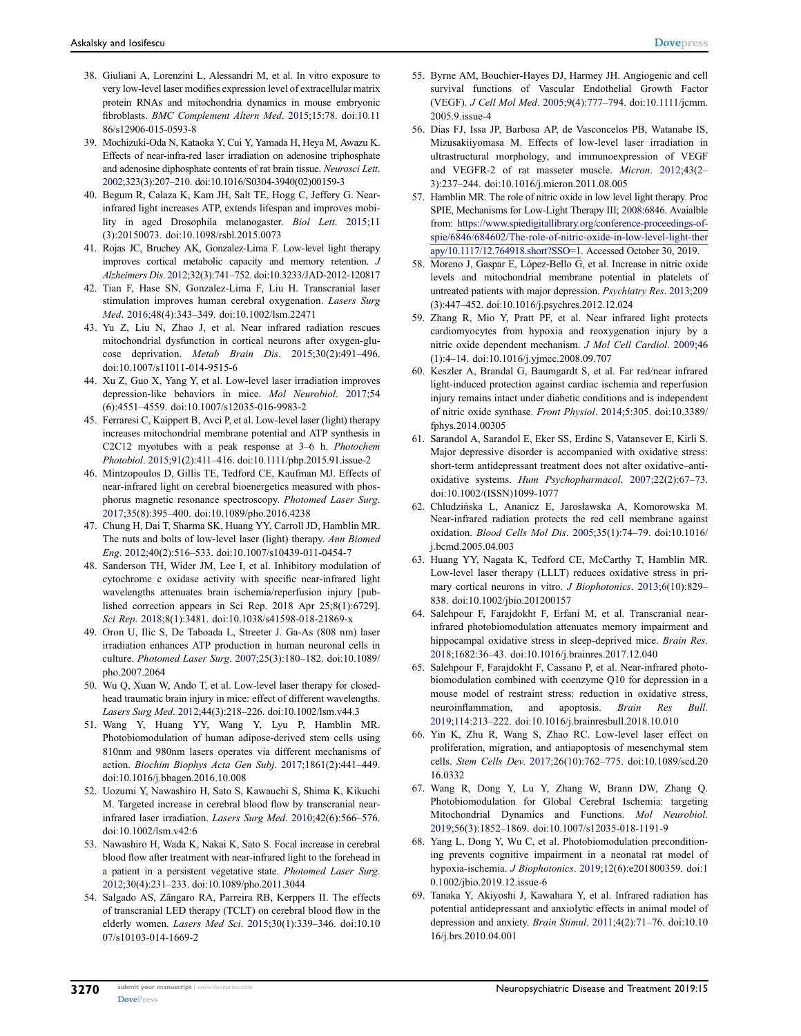38. Giuliani A, Lorenzini L, Alessandri M, et al. In vitro exposure to very low-level laser modifies expression level of extracellular matrix protein RNAs and mitochondria dynamics in mouse embryonic fibroblasts. *BMC Complement Altern Med*. 2015;15:78. doi:10.1186/s12906-015-0593-8
39. Mochizuki-Oda N, Kataoka Y, Cui Y, Yamada H, Heya M, Awazu K. Effects of near-infra-red laser irradiation on adenosine triphosphate and adenosine diphosphate contents of rat brain tissue. *Neurosci Lett*. 2002;323(3):207–210. doi:10.1016/S0304-3940(02)00159-3
40. Begum R, Calaza K, Kam JH, Salt TE, Hogg C, Jeffery G. Near-infrared light increases ATP, extends lifespan and improves mobility in aged Drosophila melanogaster. *Biol Lett*. 2015;11(3):20150073. doi:10.1098/rsbl.2015.0073
41. Rojas JC, Bruchey AK, Gonzalez-Lima F. Low-level light therapy improves cortical metabolic capacity and memory retention. *J Alzheimers Dis*. 2012;32(3):741–752. doi:10.3233/JAD-2012-120817
42. Tian F, Hase SN, Gonzalez-Lima F, Liu H. Transcranial laser stimulation improves human cerebral oxygenation. *Lasers Surg Med*. 2016;48(4):343–349. doi:10.1002/lsm.22471
43. Yu Z, Liu N, Zhao J, et al. Near infrared radiation rescues mitochondrial dysfunction in cortical neurons after oxygen-glucose deprivation. *Metab Brain Dis*. 2015;30(2):491–496. doi:10.1007/s11011-014-9515-6
44. Xu Z, Guo X, Yang Y, et al. Low-level laser irradiation improves depression-like behaviors in mice. *Mol Neurobiol*. 2017;54(6):4551–4559. doi:10.1007/s12035-016-9983-2
45. Ferraresi C, Kaippert B, Avci P, et al. Low-level laser (light) therapy increases mitochondrial membrane potential and ATP synthesis in C2C12 myotubes with a peak response at 3–6 h. *Photochem Photobiol*. 2015;91(2):411–416. doi:10.1111/php.2015.91.issue-2
46. Mintzopoulos D, Gillis TE, Tedford CE, Kaufman MJ. Effects of near-infrared light on cerebral bioenergetics measured with phosphorus magnetic resonance spectroscopy. *Photomed Laser Surg*. 2017;35(8):395–400. doi:10.1089/pho.2016.4238
47. Chung H, Dai T, Sharma SK, Huang YY, Carroll JD, Hamblin MR. The nuts and bolts of low-level laser (light) therapy. *Ann Biomed Eng*. 2012;40(2):516–533. doi:10.1007/s10439-011-0454-7
48. Sanderson TH, Wider JM, Lee I, et al. Inhibitory modulation of cytochrome c oxidase activity with specific near-infrared light wavelengths attenuates brain ischemia/reperfusion injury [published correction appears in Sci Rep. 2018 Apr 25;8(1):6729]. *Sci Rep*. 2018;8(1):3481. doi:10.1038/s41598-018-21869-x
49. Oron U, Ilic S, De Taboada L, Streeter J. Ga-As (808 nm) laser irradiation enhances ATP production in human neuronal cells in culture. *Photomed Laser Surg*. 2007;25(3):180–182. doi:10.1089/pho.2007.2064
50. Wu Q, Xuan W, Ando T, et al. Low-level laser therapy for closed-head traumatic brain injury in mice: effect of different wavelengths. *Lasers Surg Med*. 2012;44(3):218–226. doi:10.1002/lsm.v44.3
51. Wang Y, Huang YY, Wang Y, Lyu P, Hamblin MR. Photobiomodulation of human adipose-derived stem cells using 810nm and 980nm lasers operates via different mechanisms of action. *Biochim Biophys Acta Gen Subj*. 2017;1861(2):441–449. doi:10.1016/j.bbagen.2016.10.008
52. Uozumi Y, Nawashiro H, Sato S, Kawauchi S, Shima K, Kikuchi M. Targeted increase in cerebral blood flow by transcranial near-infrared laser irradiation. *Lasers Surg Med*. 2010;42(6):566–576. doi:10.1002/lsm.v42:6
53. Nawashiro H, Wada K, Nakai K, Sato S. Focal increase in cerebral blood flow after treatment with near-infrared light to the forehead in a patient in a persistent vegetative state. *Photomed Laser Surg*. 2012;30(4):231–233. doi:10.1089/pho.2011.3044
54. Salgado AS, Zângaro RA, Parreira RB, Kerppers II. The effects of transcranial LED therapy (TCLT) on cerebral blood flow in the elderly women. *Lasers Med Sci*. 2015;30(1):339–346. doi:10.1007/s10103-014-1669-2
55. Byrne AM, Bouchier-Hayes DJ, Harmey JH. Angiogenic and cell survival functions of Vascular Endothelial Growth Factor (VEGF). *J Cell Mol Med*. 2005;9(4):777–794. doi:10.1111/jcmm.2005.9.issue-4
56. Dias FJ, Issa JP, Barbosa AP, de Vasconcelos PB, Watanabe IS, Mizusakiiyomasa M. Effects of low-level laser irradiation in ultrastructural morphology, and immunoexpression of VEGF and VEGFR-2 of rat masseter muscle. *Micron*. 2012;43(2–3):237–244. doi:10.1016/j.micron.2011.08.005
57. Hamblin MR. The role of nitric oxide in low level light therapy. Proc SPIE, Mechanisms for Low-Light Therapy III; 2008:6846. Avaialble from: https://www.spiedigitallibrary.org/conference-proceedings-of-spie/6846/684602/The-role-of-nitric-oxide-in-low-level-light-therapy/10.1117/12.764918.short?SSO=1. Accessed October 30, 2019.
58. Moreno J, Gaspar E, López-Bello G, et al. Increase in nitric oxide levels and mitochondrial membrane potential in platelets of untreated patients with major depression. *Psychiatry Res*. 2013;209(3):447–452. doi:10.1016/j.psychres.2012.12.024
59. Zhang R, Mio Y, Pratt PF, et al. Near infrared light protects cardiomyocytes from hypoxia and reoxygenation injury by a nitric oxide dependent mechanism. *J Mol Cell Cardiol*. 2009;46(1):4–14. doi:10.1016/j.yjmcc.2008.09.707
60. Keszler A, Brandal G, Baumgardt S, et al. Far red/near infrared light-induced protection against cardiac ischemia and reperfusion injury remains intact under diabetic conditions and is independent of nitric oxide synthase. *Front Physiol*. 2014;5:305. doi:10.3389/fphys.2014.00305
61. Sarandol A, Sarandol E, Eker SS, Erdinc S, Vatansever E, Kirli S. Major depressive disorder is accompanied with oxidative stress: short-term antidepressant treatment does not alter oxidative–antioxidative systems. *Hum Psychopharmacol*. 2007;22(2):67–73. doi:10.1002/(ISSN)1099-1077
62. Chludzińska L, Ananicz E, Jarosławska A, Komorowska M. Near-infrared radiation protects the red cell membrane against oxidation. *Blood Cells Mol Dis*. 2005;35(1):74–79. doi:10.1016/j.bcmd.2005.04.003
63. Huang YY, Nagata K, Tedford CE, McCarthy T, Hamblin MR. Low-level laser therapy (LLLT) reduces oxidative stress in primary cortical neurons in vitro. *J Biophotonics*. 2013;6(10):829–838. doi:10.1002/jbio.201200157
64. Salehpour F, Farajdokht F, Erfani M, et al. Transcranial near-infrared photobiomodulation attenuates memory impairment and hippocampal oxidative stress in sleep-deprived mice. *Brain Res*. 2018;1682:36–43. doi:10.1016/j.brainres.2017.12.040
65. Salehpour F, Farajdokht F, Cassano P, et al. Near-infrared photobiomodulation combined with coenzyme Q10 for depression in a mouse model of restraint stress: reduction in oxidative stress, neuroinflammation, and apoptosis. *Brain Res Bull*. 2019;114:213–222. doi:10.1016/j.brainresbull.2018.10.010
66. Yin K, Zhu R, Wang S, Zhao RC. Low-level laser effect on proliferation, migration, and antiapoptosis of mesenchymal stem cells. *Stem Cells Dev*. 2017;26(10):762–775. doi:10.1089/scd.2016.0332
67. Wang R, Dong Y, Lu Y, Zhang W, Brann DW, Zhang Q. Photobiomodulation for Global Cerebral Ischemia: targeting Mitochondrial Dynamics and Functions. *Mol Neurobiol*. 2019;56(3):1852–1869. doi:10.1007/s12035-018-1191-9
68. Yang L, Dong Y, Wu C, et al. Photobiomodulation preconditioning prevents cognitive impairment in a neonatal rat model of hypoxia-ischemia. *J Biophotonics*. 2019;12(6):e201800359. doi:10.1002/jbio.2019.12.issue-6
69. Tanaka Y, Akiyoshi J, Kawahara Y, et al. Infrared radiation has potential antidepressant and anxiolytic effects in animal model of depression and anxiety. *Brain Stimul*. 2011;4(2):71–76. doi:10.1016/j.brs.2010.04.001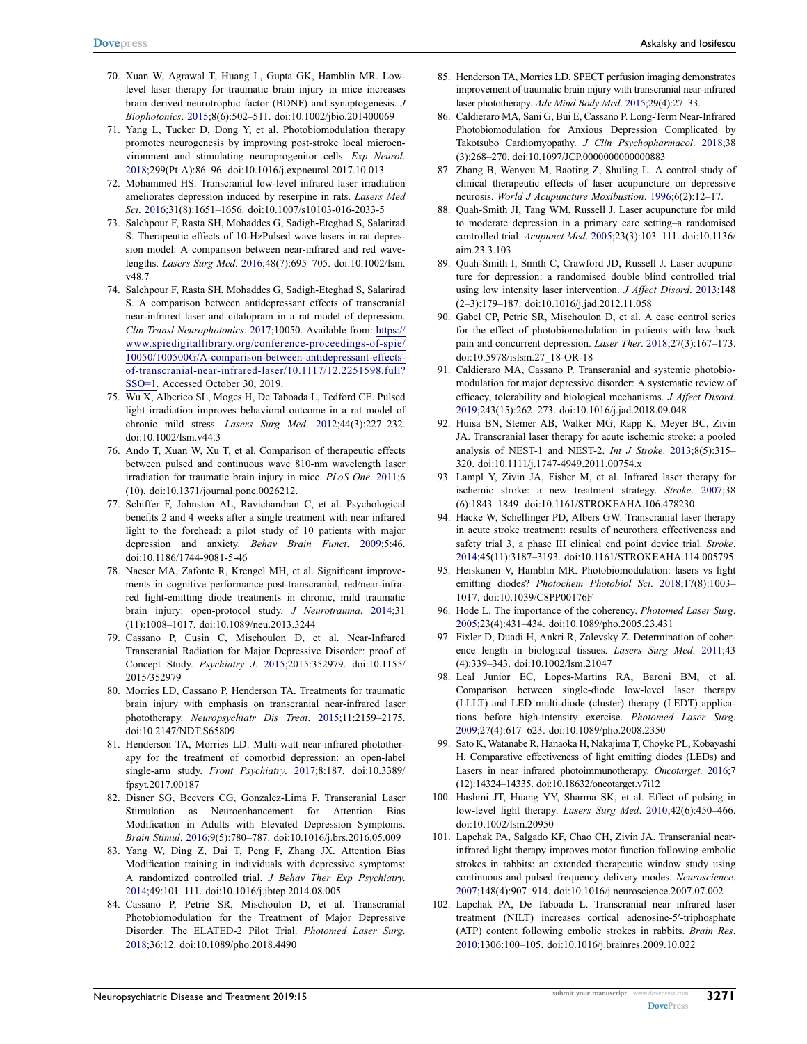70. Xuan W, Agrawal T, Huang L, Gupta GK, Hamblin MR. Low-level laser therapy for traumatic brain injury in mice increases brain derived neurotrophic factor (BDNF) and synaptogenesis. *J Biophotonics*. 2015;8(6):502–511. doi:10.1002/jbio.201400069
71. Yang L, Tucker D, Dong Y, et al. Photobiomodulation therapy promotes neurogenesis by improving post-stroke local microenvironment and stimulating neuroprogenitor cells. *Exp Neurol*. 2018;299(Pt A):86–96. doi:10.1016/j.expneurol.2017.10.013
72. Mohammed HS. Transcranial low-level infrared laser irradiation ameliorates depression induced by reserpine in rats. *Lasers Med Sci*. 2016;31(8):1651–1656. doi:10.1007/s10103-016-2033-5
73. Salehpour F, Rasta SH, Mohaddes G, Sadigh-Eteghad S, Salarirad S. Therapeutic effects of 10-HzPulsed wave lasers in rat depression model: A comparison between near-infrared and red wavelengths. *Lasers Surg Med*. 2016;48(7):695–705. doi:10.1002/lsm.v48.7
74. Salehpour F, Rasta SH, Mohaddes G, Sadigh-Eteghad S, Salarirad S. A comparison between antidepressant effects of transcranial near-infrared laser and citalopram in a rat model of depression. *Clin Transl Neurophotonics*. 2017;10050. Available from: https://www.spiedigitallibrary.org/conference-proceedings-of-spie/10050/100500G/A-comparison-between-antidepressant-effects-of-transcranial-near-infrared-laser/10.1117/12.2251598.full?SSO=1. Accessed October 30, 2019.
75. Wu X, Alberico SL, Moges H, De Taboada L, Tedford CE. Pulsed light irradiation improves behavioral outcome in a rat model of chronic mild stress. *Lasers Surg Med*. 2012;44(3):227–232. doi:10.1002/lsm.v44.3
76. Ando T, Xuan W, Xu T, et al. Comparison of therapeutic effects between pulsed and continuous wave 810-nm wavelength laser irradiation for traumatic brain injury in mice. *PLoS One*. 2011;6(10). doi:10.1371/journal.pone.0026212.
77. Schiffer F, Johnston AL, Ravichandran C, et al. Psychological benefits 2 and 4 weeks after a single treatment with near infrared light to the forehead: a pilot study of 10 patients with major depression and anxiety. *Behav Brain Funct*. 2009;5:46. doi:10.1186/1744-9081-5-46
78. Naeser MA, Zafonte R, Krengel MH, et al. Significant improvements in cognitive performance post-transcranial, red/near-infrared light-emitting diode treatments in chronic, mild traumatic brain injury: open-protocol study. *J Neurotrauma*. 2014;31(11):1008–1017. doi:10.1089/neu.2013.3244
79. Cassano P, Cusin C, Mischoulon D, et al. Near-Infrared Transcranial Radiation for Major Depressive Disorder: proof of Concept Study. *Psychiatry J*. 2015;2015:352979. doi:10.1155/2015/352979
80. Morries LD, Cassano P, Henderson TA. Treatments for traumatic brain injury with emphasis on transcranial near-infrared laser phototherapy. *Neuropsychiatr Dis Treat*. 2015;11:2159–2175. doi:10.2147/NDT.S65809
81. Henderson TA, Morries LD. Multi-watt near-infrared phototherapy for the treatment of comorbid depression: an open-label single-arm study. *Front Psychiatry*. 2017;8:187. doi:10.3389/fpsyt.2017.00187
82. Disner SG, Beevers CG, Gonzalez-Lima F. Transcranial Laser Stimulation as Neuroenhancement for Attention Bias Modification in Adults with Elevated Depression Symptoms. *Brain Stimul*. 2016;9(5):780–787. doi:10.1016/j.brs.2016.05.009
83. Yang W, Ding Z, Dai T, Peng F, Zhang JX. Attention Bias Modification training in individuals with depressive symptoms: A randomized controlled trial. *J Behav Ther Exp Psychiatry*. 2014;49:101–111. doi:10.1016/j.jbtep.2014.08.005
84. Cassano P, Petrie SR, Mischoulon D, et al. Transcranial Photobiomodulation for the Treatment of Major Depressive Disorder. The ELATED-2 Pilot Trial. *Photomed Laser Surg*. 2018;36:12. doi:10.1089/pho.2018.4490
85. Henderson TA, Morries LD. SPECT perfusion imaging demonstrates improvement of traumatic brain injury with transcranial near-infrared laser phototherapy. *Adv Mind Body Med*. 2015;29(4):27–33.
86. Caldieraro MA, Sani G, Bui E, Cassano P. Long-Term Near-Infrared Photobiomodulation for Anxious Depression Complicated by Takotsubo Cardiomyopathy. *J Clin Psychopharmacol*. 2018;38(3):268–270. doi:10.1097/JCP.0000000000000883
87. Zhang B, Wenyou M, Baoting Z, Shuling L. A control study of clinical therapeutic effects of laser acupuncture on depressive neurosis. *World J Acupuncture Moxibustion*. 1996;6(2):12–17.
88. Quah-Smith JI, Tang WM, Russell J. Laser acupuncture for mild to moderate depression in a primary care setting–a randomised controlled trial. *Acupunct Med*. 2005;23(3):103–111. doi:10.1136/aim.23.3.103
89. Quah-Smith I, Smith C, Crawford JD, Russell J. Laser acupuncture for depression: a randomised double blind controlled trial using low intensity laser intervention. *J Affect Disord*. 2013;148(2–3):179–187. doi:10.1016/j.jad.2012.11.058
90. Gabel CP, Petrie SR, Mischoulon D, et al. A case control series for the effect of photobiomodulation in patients with low back pain and concurrent depression. *Laser Ther*. 2018;27(3):167–173. doi:10.5978/islsm.27_18-OR-18
91. Caldieraro MA, Cassano P. Transcranial and systemic photobiomodulation for major depressive disorder: A systematic review of efficacy, tolerability and biological mechanisms. *J Affect Disord*. 2019;243(15):262–273. doi:10.1016/j.jad.2018.09.048
92. Huisa BN, Stemer AB, Walker MG, Rapp K, Meyer BC, Zivin JA. Transcranial laser therapy for acute ischemic stroke: a pooled analysis of NEST-1 and NEST-2. *Int J Stroke*. 2013;8(5):315–320. doi:10.1111/j.1747-4949.2011.00754.x
93. Lampl Y, Zivin JA, Fisher M, et al. Infrared laser therapy for ischemic stroke: a new treatment strategy. *Stroke*. 2007;38(6):1843–1849. doi:10.1161/STROKEAHA.106.478230
94. Hacke W, Schellinger PD, Albers GW. Transcranial laser therapy in acute stroke treatment: results of neurothera effectiveness and safety trial 3, a phase III clinical end point device trial. *Stroke*. 2014;45(11):3187–3193. doi:10.1161/STROKEAHA.114.005795
95. Heiskanen V, Hamblin MR. Photobiomodulation: lasers vs light emitting diodes? *Photochem Photobiol Sci*. 2018;17(8):1003–1017. doi:10.1039/C8PP00176F
96. Hode L. The importance of the coherency. *Photomed Laser Surg*. 2005;23(4):431–434. doi:10.1089/pho.2005.23.431
97. Fixler D, Duadi H, Ankri R, Zalevsky Z. Determination of coherence length in biological tissues. *Lasers Surg Med*. 2011;43(4):339–343. doi:10.1002/lsm.21047
98. Leal Junior EC, Lopes-Martins RA, Baroni BM, et al. Comparison between single-diode low-level laser therapy (LLLT) and LED multi-diode (cluster) therapy (LEDT) applications before high-intensity exercise. *Photomed Laser Surg*. 2009;27(4):617–623. doi:10.1089/pho.2008.2350
99. Sato K, Watanabe R, Hanaoka H, Nakajima T, Choyke PL, Kobayashi H. Comparative effectiveness of light emitting diodes (LEDs) and Lasers in near infrared photoimmunotherapy. *Oncotarget*. 2016;7(12):14324–14335. doi:10.18632/oncotarget.v7i12
100. Hashmi JT, Huang YY, Sharma SK, et al. Effect of pulsing in low-level light therapy. *Lasers Surg Med*. 2010;42(6):450–466. doi:10.1002/lsm.20950
101. Lapchak PA, Salgado KF, Chao CH, Zivin JA. Transcranial near-infrared light therapy improves motor function following embolic strokes in rabbits: an extended therapeutic window study using continuous and pulsed frequency delivery modes. *Neuroscience*. 2007;148(4):907–914. doi:10.1016/j.neuroscience.2007.07.002
102. Lapchak PA, De Taboada L. Transcranial near infrared laser treatment (NILT) increases cortical adenosine-5′-triphosphate (ATP) content following embolic strokes in rabbits. *Brain Res*. 2010;1306:100–105. doi:10.1016/j.brainres.2009.10.022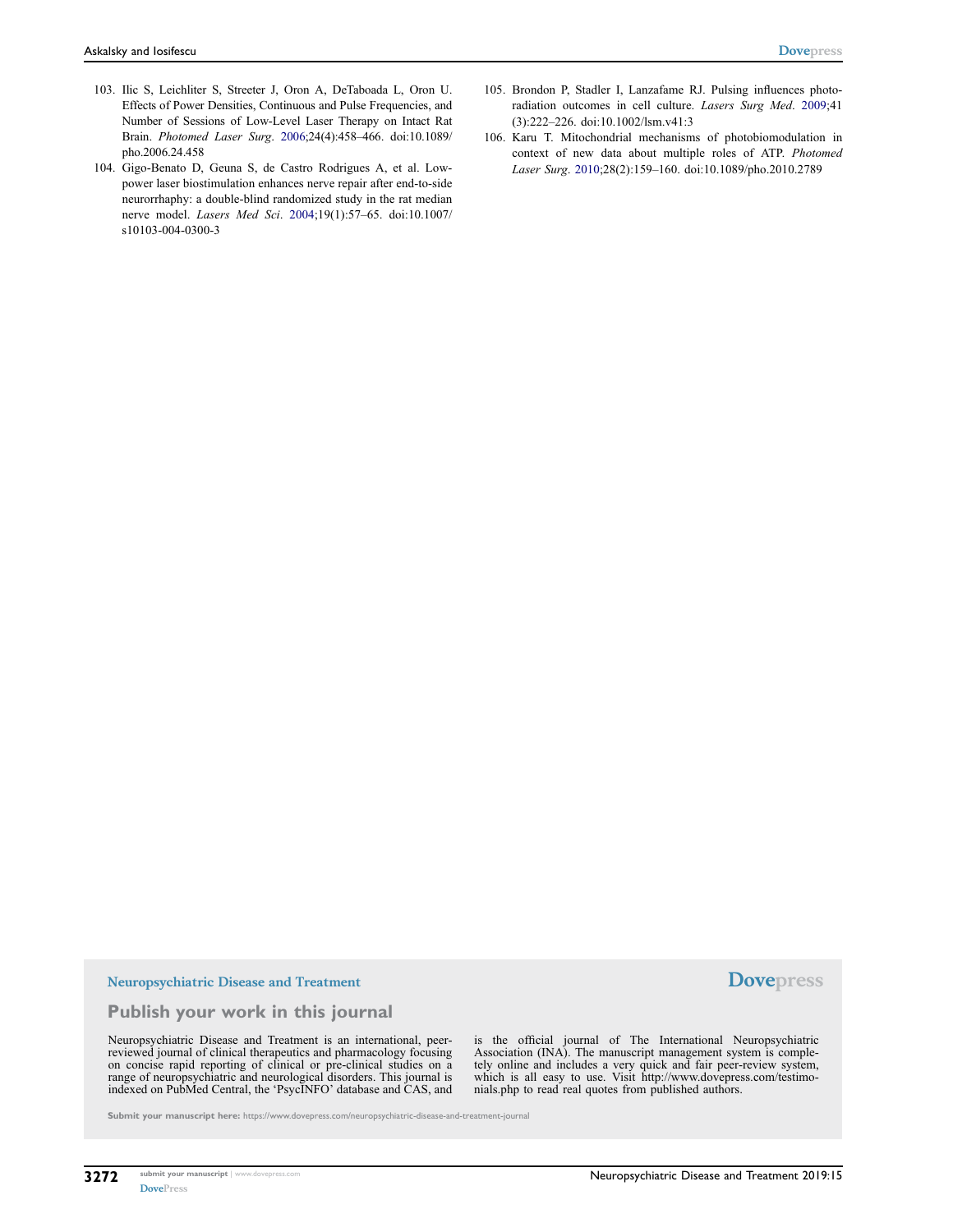103. Ilic S, Leichliter S, Streeter J, Oron A, DeTaboada L, Oron U. Effects of Power Densities, Continuous and Pulse Frequencies, and Number of Sessions of Low-Level Laser Therapy on Intact Rat Brain. *Photomed Laser Surg*. 2006;24(4):458–466. doi:10.1089/pho.2006.24.458
104. Gigo-Benato D, Geuna S, de Castro Rodrigues A, et al. Low-power laser biostimulation enhances nerve repair after end-to-side neurorrhaphy: a double-blind randomized study in the rat median nerve model. *Lasers Med Sci*. 2004;19(1):57–65. doi:10.1007/s10103-004-0300-3
105. Brondon P, Stadler I, Lanzafame RJ. Pulsing influences photoradiation outcomes in cell culture. *Lasers Surg Med*. 2009;41(3):222–226. doi:10.1002/lsm.v41:3
106. Karu T. Mitochondrial mechanisms of photobiomodulation in context of new data about multiple roles of ATP. *Photomed Laser Surg*. 2010;28(2):159–160. doi:10.1089/pho.2010.2789

**Neuropsychiatric Disease and Treatment**

## Publish your work in this journal

Neuropsychiatric Disease and Treatment is an international, peer-reviewed journal of clinical therapeutics and pharmacology focusing on concise rapid reporting of clinical or pre-clinical studies on a range of neuropsychiatric and neurological disorders. This journal is indexed on PubMed Central, the 'PsycINFO' database and CAS, and is the official journal of The International Neuropsychiatric Association (INA). The manuscript management system is completely online and includes a very quick and fair peer-review system, which is all easy to use. Visit http://www.dovepress.com/testimonials.php to read real quotes from published authors.

**Submit your manuscript here:** https://www.dovepress.com/neuropsychiatric-disease-and-treatment-journal